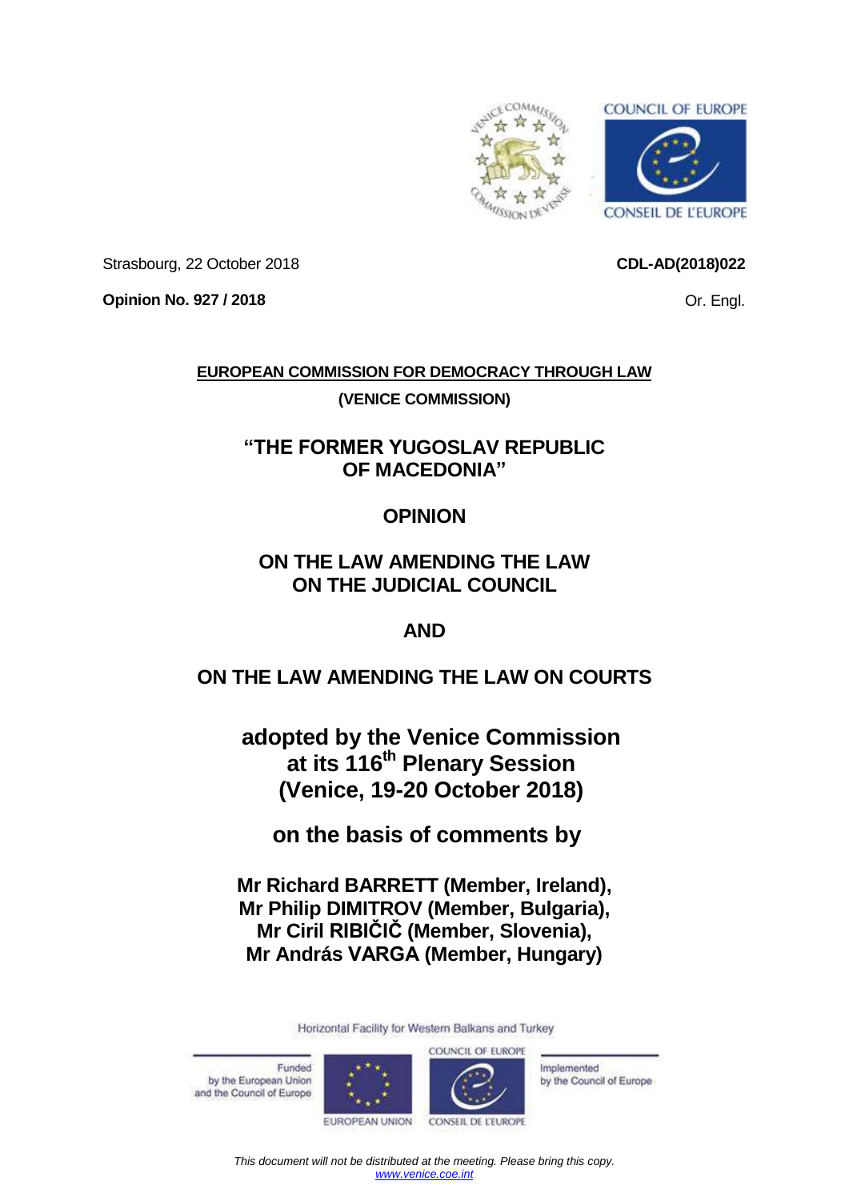COUNCIL OF EUROPE

CONSEIL DE L'EUROPE

Strasbourg, 22 October 2018

**CDL-AD(2018)022**

**Opinion No. 927 / 2018**

Or. Engl.

**EUROPEAN COMMISSION FOR DEMOCRACY THROUGH LAW**

**(VENICE COMMISSION)**

# "THE FORMER YUGOSLAV REPUBLIC OF MACEDONIA"

# OPINION

# ON THE LAW AMENDING THE LAW ON THE JUDICIAL COUNCIL

# AND

# ON THE LAW AMENDING THE LAW ON COURTS

## adopted by the Venice Commission at its 116th Plenary Session (Venice, 19-20 October 2018)

## on the basis of comments by

**Mr Richard BARRETT (Member, Ireland),**
**Mr Philip DIMITROV (Member, Bulgaria),**
**Mr Ciril RIBIČIČ (Member, Slovenia),**
**Mr András VARGA (Member, Hungary)**

Horizontal Facility for Western Balkans and Turkey

Funded by the European Union and the Council of Europe

EUROPEAN UNION

COUNCIL OF EUROPE

CONSEIL DE L'EUROPE

Implemented by the Council of Europe

*This document will not be distributed at the meeting. Please bring this copy.*
*www.venice.coe.int*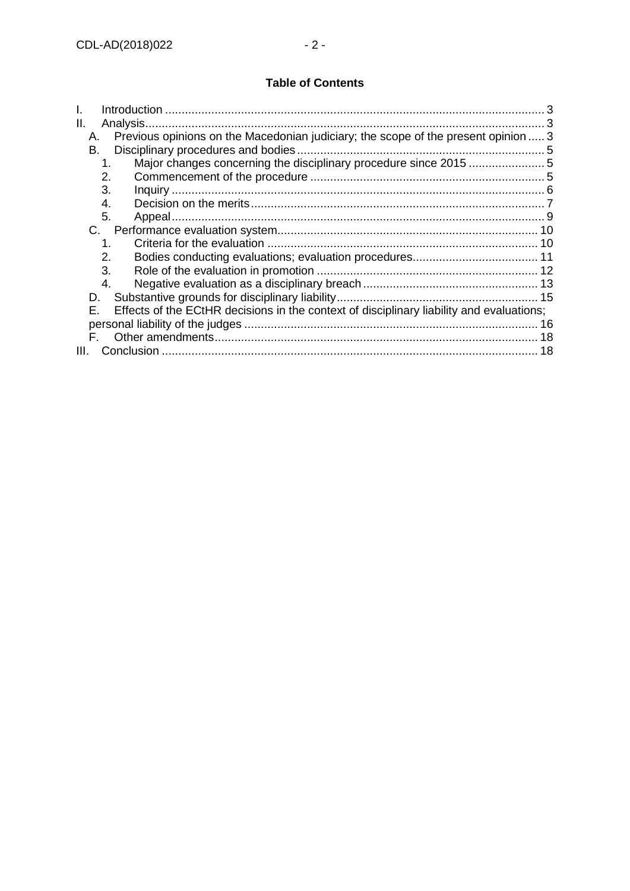## Table of Contents

I. Introduction ... 3
II. Analysis ... 3
  A. Previous opinions on the Macedonian judiciary; the scope of the present opinion ... 3
  B. Disciplinary procedures and bodies ... 5
    1. Major changes concerning the disciplinary procedure since 2015 ... 5
    2. Commencement of the procedure ... 5
    3. Inquiry ... 6
    4. Decision on the merits ... 7
    5. Appeal ... 9
  C. Performance evaluation system ... 10
    1. Criteria for the evaluation ... 10
    2. Bodies conducting evaluations; evaluation procedures ... 11
    3. Role of the evaluation in promotion ... 12
    4. Negative evaluation as a disciplinary breach ... 13
  D. Substantive grounds for disciplinary liability ... 15
  E. Effects of the ECtHR decisions in the context of disciplinary liability and evaluations; personal liability of the judges ... 16
  F. Other amendments ... 18
III. Conclusion ... 18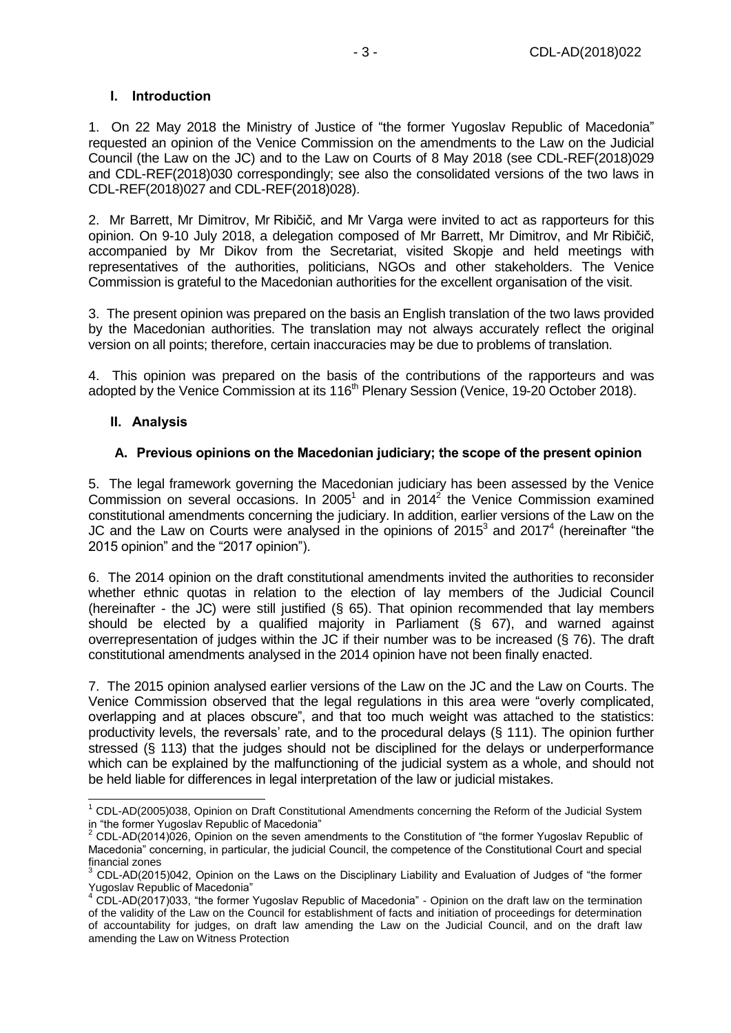## I. Introduction

1. On 22 May 2018 the Ministry of Justice of "the former Yugoslav Republic of Macedonia" requested an opinion of the Venice Commission on the amendments to the Law on the Judicial Council (the Law on the JC) and to the Law on Courts of 8 May 2018 (see CDL-REF(2018)029 and CDL-REF(2018)030 correspondingly; see also the consolidated versions of the two laws in CDL-REF(2018)027 and CDL-REF(2018)028).

2. Mr Barrett, Mr Dimitrov, Mr Ribičič, and Mr Varga were invited to act as rapporteurs for this opinion. On 9-10 July 2018, a delegation composed of Mr Barrett, Mr Dimitrov, and Mr Ribičič, accompanied by Mr Dikov from the Secretariat, visited Skopje and held meetings with representatives of the authorities, politicians, NGOs and other stakeholders. The Venice Commission is grateful to the Macedonian authorities for the excellent organisation of the visit.

3. The present opinion was prepared on the basis an English translation of the two laws provided by the Macedonian authorities. The translation may not always accurately reflect the original version on all points; therefore, certain inaccuracies may be due to problems of translation.

4. This opinion was prepared on the basis of the contributions of the rapporteurs and was adopted by the Venice Commission at its 116th Plenary Session (Venice, 19-20 October 2018).

## II. Analysis

### A. Previous opinions on the Macedonian judiciary; the scope of the present opinion

5. The legal framework governing the Macedonian judiciary has been assessed by the Venice Commission on several occasions. In 2005[1] and in 2014[2] the Venice Commission examined constitutional amendments concerning the judiciary. In addition, earlier versions of the Law on the JC and the Law on Courts were analysed in the opinions of 2015[3] and 2017[4] (hereinafter "the 2015 opinion" and the "2017 opinion").

6. The 2014 opinion on the draft constitutional amendments invited the authorities to reconsider whether ethnic quotas in relation to the election of lay members of the Judicial Council (hereinafter - the JC) were still justified (§ 65). That opinion recommended that lay members should be elected by a qualified majority in Parliament (§ 67), and warned against overrepresentation of judges within the JC if their number was to be increased (§ 76). The draft constitutional amendments analysed in the 2014 opinion have not been finally enacted.

7. The 2015 opinion analysed earlier versions of the Law on the JC and the Law on Courts. The Venice Commission observed that the legal regulations in this area were "overly complicated, overlapping and at places obscure", and that too much weight was attached to the statistics: productivity levels, the reversals' rate, and to the procedural delays (§ 111). The opinion further stressed (§ 113) that the judges should not be disciplined for the delays or underperformance which can be explained by the malfunctioning of the judicial system as a whole, and should not be held liable for differences in legal interpretation of the law or judicial mistakes.

[1] CDL-AD(2005)038, Opinion on Draft Constitutional Amendments concerning the Reform of the Judicial System in "the former Yugoslav Republic of Macedonia"

[2] CDL-AD(2014)026, Opinion on the seven amendments to the Constitution of "the former Yugoslav Republic of Macedonia" concerning, in particular, the judicial Council, the competence of the Constitutional Court and special financial zones

[3] CDL-AD(2015)042, Opinion on the Laws on the Disciplinary Liability and Evaluation of Judges of "the former Yugoslav Republic of Macedonia"

[4] CDL-AD(2017)033, "the former Yugoslav Republic of Macedonia" - Opinion on the draft law on the termination of the validity of the Law on the Council for establishment of facts and initiation of proceedings for determination of accountability for judges, on draft law amending the Law on the Judicial Council, and on the draft law amending the Law on Witness Protection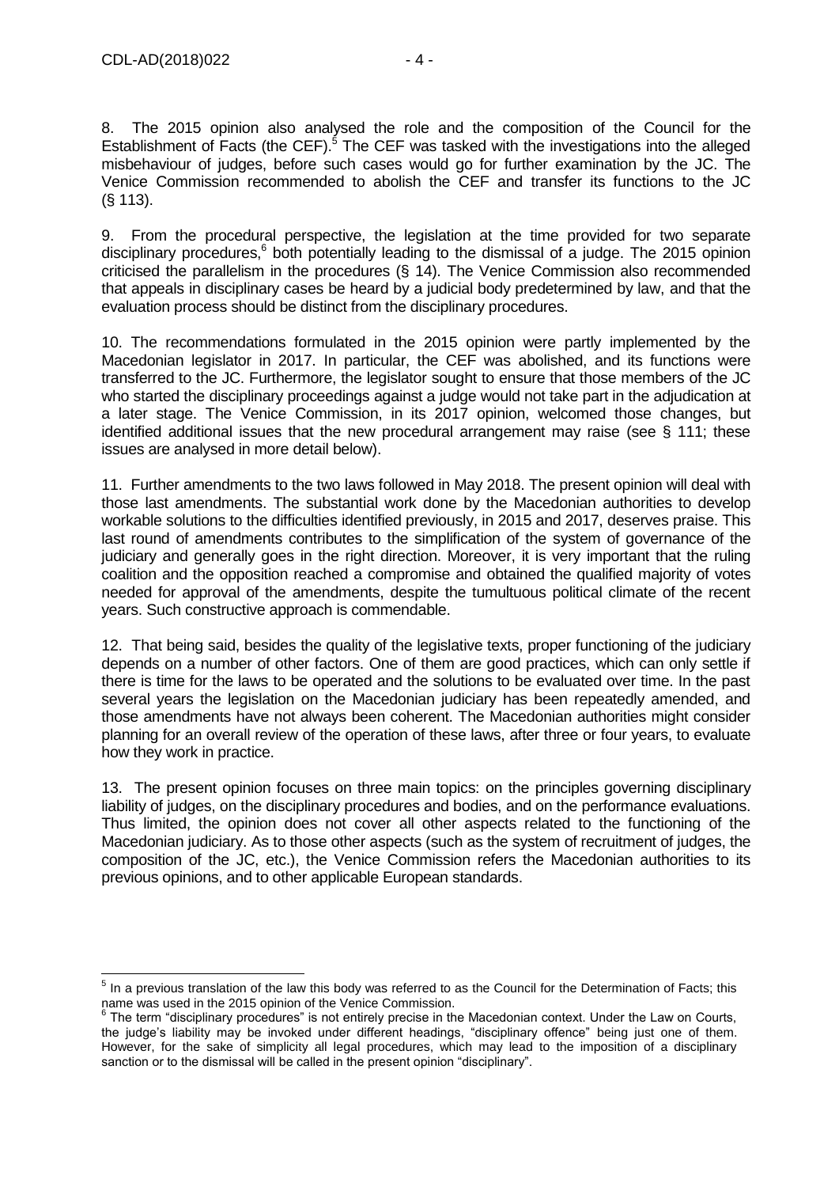8. The 2015 opinion also analysed the role and the composition of the Council for the Establishment of Facts (the CEF).[5] The CEF was tasked with the investigations into the alleged misbehaviour of judges, before such cases would go for further examination by the JC. The Venice Commission recommended to abolish the CEF and transfer its functions to the JC (§ 113).

9. From the procedural perspective, the legislation at the time provided for two separate disciplinary procedures,[6] both potentially leading to the dismissal of a judge. The 2015 opinion criticised the parallelism in the procedures (§ 14). The Venice Commission also recommended that appeals in disciplinary cases be heard by a judicial body predetermined by law, and that the evaluation process should be distinct from the disciplinary procedures.

10. The recommendations formulated in the 2015 opinion were partly implemented by the Macedonian legislator in 2017. In particular, the CEF was abolished, and its functions were transferred to the JC. Furthermore, the legislator sought to ensure that those members of the JC who started the disciplinary proceedings against a judge would not take part in the adjudication at a later stage. The Venice Commission, in its 2017 opinion, welcomed those changes, but identified additional issues that the new procedural arrangement may raise (see § 111; these issues are analysed in more detail below).

11. Further amendments to the two laws followed in May 2018. The present opinion will deal with those last amendments. The substantial work done by the Macedonian authorities to develop workable solutions to the difficulties identified previously, in 2015 and 2017, deserves praise. This last round of amendments contributes to the simplification of the system of governance of the judiciary and generally goes in the right direction. Moreover, it is very important that the ruling coalition and the opposition reached a compromise and obtained the qualified majority of votes needed for approval of the amendments, despite the tumultuous political climate of the recent years. Such constructive approach is commendable.

12. That being said, besides the quality of the legislative texts, proper functioning of the judiciary depends on a number of other factors. One of them are good practices, which can only settle if there is time for the laws to be operated and the solutions to be evaluated over time. In the past several years the legislation on the Macedonian judiciary has been repeatedly amended, and those amendments have not always been coherent. The Macedonian authorities might consider planning for an overall review of the operation of these laws, after three or four years, to evaluate how they work in practice.

13. The present opinion focuses on three main topics: on the principles governing disciplinary liability of judges, on the disciplinary procedures and bodies, and on the performance evaluations. Thus limited, the opinion does not cover all other aspects related to the functioning of the Macedonian judiciary. As to those other aspects (such as the system of recruitment of judges, the composition of the JC, etc.), the Venice Commission refers the Macedonian authorities to its previous opinions, and to other applicable European standards.

---

[5] In a previous translation of the law this body was referred to as the Council for the Determination of Facts; this name was used in the 2015 opinion of the Venice Commission.

[6] The term "disciplinary procedures" is not entirely precise in the Macedonian context. Under the Law on Courts, the judge's liability may be invoked under different headings, "disciplinary offence" being just one of them. However, for the sake of simplicity all legal procedures, which may lead to the imposition of a disciplinary sanction or to the dismissal will be called in the present opinion "disciplinary".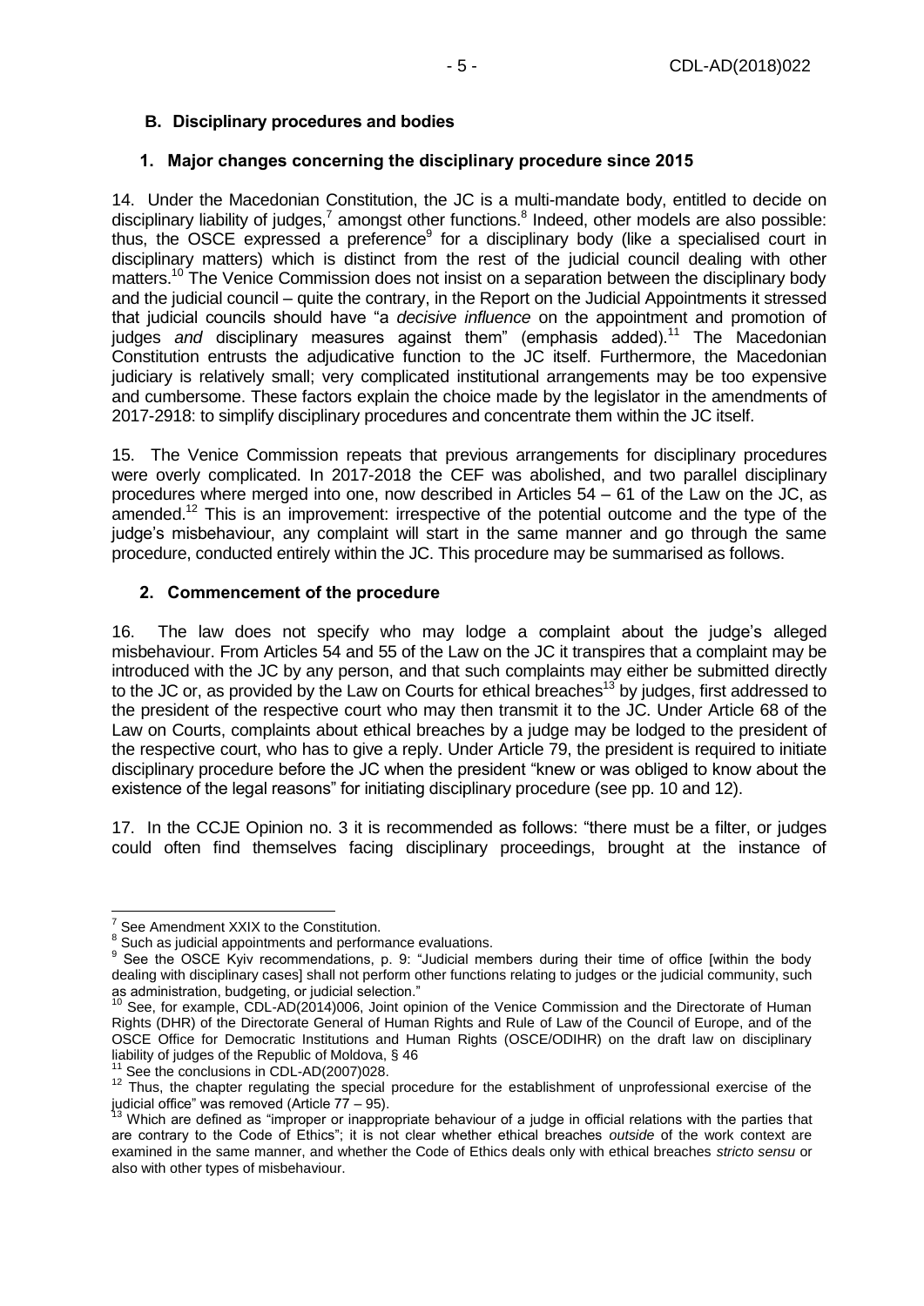## B. Disciplinary procedures and bodies

### 1. Major changes concerning the disciplinary procedure since 2015

14. Under the Macedonian Constitution, the JC is a multi-mandate body, entitled to decide on disciplinary liability of judges,[7] amongst other functions.[8] Indeed, other models are also possible: thus, the OSCE expressed a preference[9] for a disciplinary body (like a specialised court in disciplinary matters) which is distinct from the rest of the judicial council dealing with other matters.[10] The Venice Commission does not insist on a separation between the disciplinary body and the judicial council – quite the contrary, in the Report on the Judicial Appointments it stressed that judicial councils should have "a *decisive influence* on the appointment and promotion of judges *and* disciplinary measures against them" (emphasis added).[11] The Macedonian Constitution entrusts the adjudicative function to the JC itself. Furthermore, the Macedonian judiciary is relatively small; very complicated institutional arrangements may be too expensive and cumbersome. These factors explain the choice made by the legislator in the amendments of 2017-2918: to simplify disciplinary procedures and concentrate them within the JC itself.

15. The Venice Commission repeats that previous arrangements for disciplinary procedures were overly complicated. In 2017-2018 the CEF was abolished, and two parallel disciplinary procedures where merged into one, now described in Articles 54 – 61 of the Law on the JC, as amended.[12] This is an improvement: irrespective of the potential outcome and the type of the judge's misbehaviour, any complaint will start in the same manner and go through the same procedure, conducted entirely within the JC. This procedure may be summarised as follows.

### 2. Commencement of the procedure

16. The law does not specify who may lodge a complaint about the judge's alleged misbehaviour. From Articles 54 and 55 of the Law on the JC it transpires that a complaint may be introduced with the JC by any person, and that such complaints may either be submitted directly to the JC or, as provided by the Law on Courts for ethical breaches[13] by judges, first addressed to the president of the respective court who may then transmit it to the JC. Under Article 68 of the Law on Courts, complaints about ethical breaches by a judge may be lodged to the president of the respective court, who has to give a reply. Under Article 79, the president is required to initiate disciplinary procedure before the JC when the president "knew or was obliged to know about the existence of the legal reasons" for initiating disciplinary procedure (see pp. 10 and 12).

17. In the CCJE Opinion no. 3 it is recommended as follows: "there must be a filter, or judges could often find themselves facing disciplinary proceedings, brought at the instance of

---

[7] See Amendment XXIX to the Constitution.

[8] Such as judicial appointments and performance evaluations.

[9] See the OSCE Kyiv recommendations, p. 9: "Judicial members during their time of office [within the body dealing with disciplinary cases] shall not perform other functions relating to judges or the judicial community, such as administration, budgeting, or judicial selection."

[10] See, for example, CDL-AD(2014)006, Joint opinion of the Venice Commission and the Directorate of Human Rights (DHR) of the Directorate General of Human Rights and Rule of Law of the Council of Europe, and of the OSCE Office for Democratic Institutions and Human Rights (OSCE/ODIHR) on the draft law on disciplinary liability of judges of the Republic of Moldova, § 46

[11] See the conclusions in CDL-AD(2007)028.

[12] Thus, the chapter regulating the special procedure for the establishment of unprofessional exercise of the judicial office" was removed (Article 77 – 95).

[13] Which are defined as "improper or inappropriate behaviour of a judge in official relations with the parties that are contrary to the Code of Ethics"; it is not clear whether ethical breaches *outside* of the work context are examined in the same manner, and whether the Code of Ethics deals only with ethical breaches *stricto sensu* or also with other types of misbehaviour.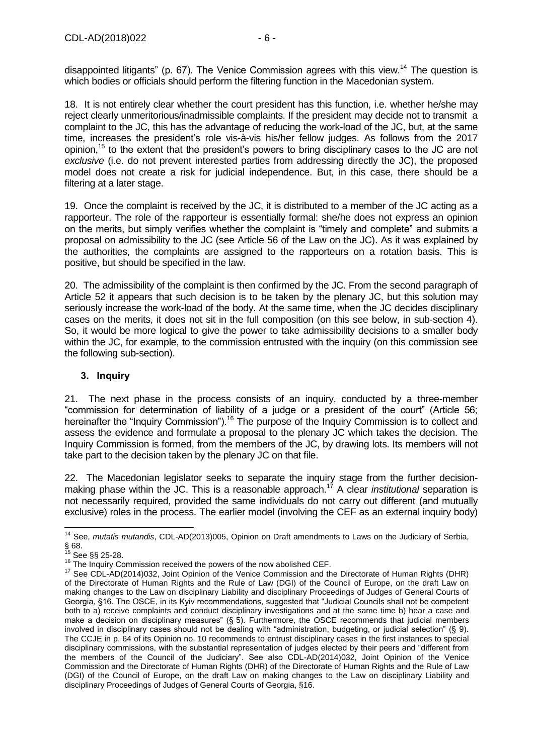disappointed litigants" (p. 67). The Venice Commission agrees with this view.[14] The question is which bodies or officials should perform the filtering function in the Macedonian system.

18. It is not entirely clear whether the court president has this function, i.e. whether he/she may reject clearly unmeritorious/inadmissible complaints. If the president may decide not to transmit a complaint to the JC, this has the advantage of reducing the work-load of the JC, but, at the same time, increases the president's role vis-à-vis his/her fellow judges. As follows from the 2017 opinion,[15] to the extent that the president's powers to bring disciplinary cases to the JC are not *exclusive* (i.e. do not prevent interested parties from addressing directly the JC), the proposed model does not create a risk for judicial independence. But, in this case, there should be a filtering at a later stage.

19. Once the complaint is received by the JC, it is distributed to a member of the JC acting as a rapporteur. The role of the rapporteur is essentially formal: she/he does not express an opinion on the merits, but simply verifies whether the complaint is "timely and complete" and submits a proposal on admissibility to the JC (see Article 56 of the Law on the JC). As it was explained by the authorities, the complaints are assigned to the rapporteurs on a rotation basis. This is positive, but should be specified in the law.

20. The admissibility of the complaint is then confirmed by the JC. From the second paragraph of Article 52 it appears that such decision is to be taken by the plenary JC, but this solution may seriously increase the work-load of the body. At the same time, when the JC decides disciplinary cases on the merits, it does not sit in the full composition (on this see below, in sub-section 4). So, it would be more logical to give the power to take admissibility decisions to a smaller body within the JC, for example, to the commission entrusted with the inquiry (on this commission see the following sub-section).

### 3. Inquiry

21. The next phase in the process consists of an inquiry, conducted by a three-member "commission for determination of liability of a judge or a president of the court" (Article 56; hereinafter the "Inquiry Commission").[16] The purpose of the Inquiry Commission is to collect and assess the evidence and formulate a proposal to the plenary JC which takes the decision. The Inquiry Commission is formed, from the members of the JC, by drawing lots. Its members will not take part to the decision taken by the plenary JC on that file.

22. The Macedonian legislator seeks to separate the inquiry stage from the further decision-making phase within the JC. This is a reasonable approach.[17] A clear *institutional* separation is not necessarily required, provided the same individuals do not carry out different (and mutually exclusive) roles in the process. The earlier model (involving the CEF as an external inquiry body)

---

[14] See, *mutatis mutandis*, CDL-AD(2013)005, Opinion on Draft amendments to Laws on the Judiciary of Serbia, § 68.

[15] See §§ 25-28.

[16] The Inquiry Commission received the powers of the now abolished CEF.

[17] See CDL-AD(2014)032, Joint Opinion of the Venice Commission and the Directorate of Human Rights (DHR) of the Directorate of Human Rights and the Rule of Law (DGI) of the Council of Europe, on the draft Law on making changes to the Law on disciplinary Liability and disciplinary Proceedings of Judges of General Courts of Georgia, §16. The OSCE, in its Kyiv recommendations, suggested that "Judicial Councils shall not be competent both to a) receive complaints and conduct disciplinary investigations and at the same time b) hear a case and make a decision on disciplinary measures" (§ 5). Furthermore, the OSCE recommends that judicial members involved in disciplinary cases should not be dealing with "administration, budgeting, or judicial selection" (§ 9). The CCJE in p. 64 of its Opinion no. 10 recommends to entrust disciplinary cases in the first instances to special disciplinary commissions, with the substantial representation of judges elected by their peers and "different from the members of the Council of the Judiciary". See also CDL-AD(2014)032, Joint Opinion of the Venice Commission and the Directorate of Human Rights (DHR) of the Directorate of Human Rights and the Rule of Law (DGI) of the Council of Europe, on the draft Law on making changes to the Law on disciplinary Liability and disciplinary Proceedings of Judges of General Courts of Georgia, §16.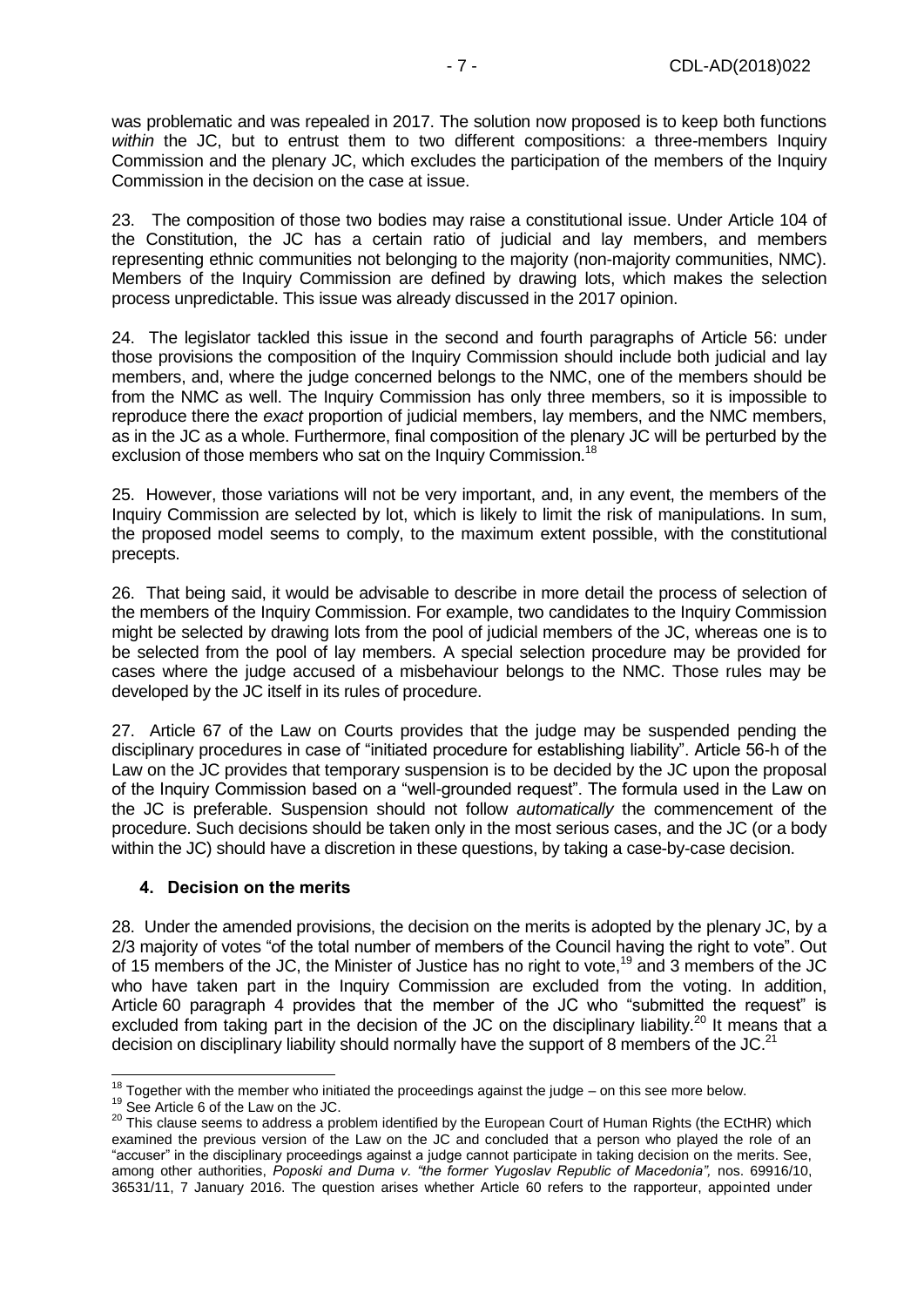was problematic and was repealed in 2017. The solution now proposed is to keep both functions *within* the JC, but to entrust them to two different compositions: a three-members Inquiry Commission and the plenary JC, which excludes the participation of the members of the Inquiry Commission in the decision on the case at issue.

23. The composition of those two bodies may raise a constitutional issue. Under Article 104 of the Constitution, the JC has a certain ratio of judicial and lay members, and members representing ethnic communities not belonging to the majority (non-majority communities, NMC). Members of the Inquiry Commission are defined by drawing lots, which makes the selection process unpredictable. This issue was already discussed in the 2017 opinion.

24. The legislator tackled this issue in the second and fourth paragraphs of Article 56: under those provisions the composition of the Inquiry Commission should include both judicial and lay members, and, where the judge concerned belongs to the NMC, one of the members should be from the NMC as well. The Inquiry Commission has only three members, so it is impossible to reproduce there the *exact* proportion of judicial members, lay members, and the NMC members, as in the JC as a whole. Furthermore, final composition of the plenary JC will be perturbed by the exclusion of those members who sat on the Inquiry Commission.[18]

25. However, those variations will not be very important, and, in any event, the members of the Inquiry Commission are selected by lot, which is likely to limit the risk of manipulations. In sum, the proposed model seems to comply, to the maximum extent possible, with the constitutional precepts.

26. That being said, it would be advisable to describe in more detail the process of selection of the members of the Inquiry Commission. For example, two candidates to the Inquiry Commission might be selected by drawing lots from the pool of judicial members of the JC, whereas one is to be selected from the pool of lay members. A special selection procedure may be provided for cases where the judge accused of a misbehaviour belongs to the NMC. Those rules may be developed by the JC itself in its rules of procedure.

27. Article 67 of the Law on Courts provides that the judge may be suspended pending the disciplinary procedures in case of "initiated procedure for establishing liability". Article 56-h of the Law on the JC provides that temporary suspension is to be decided by the JC upon the proposal of the Inquiry Commission based on a "well-grounded request". The formula used in the Law on the JC is preferable. Suspension should not follow *automatically* the commencement of the procedure. Such decisions should be taken only in the most serious cases, and the JC (or a body within the JC) should have a discretion in these questions, by taking a case-by-case decision.

### 4. Decision on the merits

28. Under the amended provisions, the decision on the merits is adopted by the plenary JC, by a 2/3 majority of votes "of the total number of members of the Council having the right to vote". Out of 15 members of the JC, the Minister of Justice has no right to vote,[19] and 3 members of the JC who have taken part in the Inquiry Commission are excluded from the voting. In addition, Article 60 paragraph 4 provides that the member of the JC who "submitted the request" is excluded from taking part in the decision of the JC on the disciplinary liability.[20] It means that a decision on disciplinary liability should normally have the support of 8 members of the JC.[21]

---

[18] Together with the member who initiated the proceedings against the judge – on this see more below.

[19] See Article 6 of the Law on the JC.

[20] This clause seems to address a problem identified by the European Court of Human Rights (the ECtHR) which examined the previous version of the Law on the JC and concluded that a person who played the role of an "accuser" in the disciplinary proceedings against a judge cannot participate in taking decision on the merits. See, among other authorities, *Poposki and Duma v. "the former Yugoslav Republic of Macedonia",* nos. 69916/10, 36531/11, 7 January 2016. The question arises whether Article 60 refers to the rapporteur, appointed under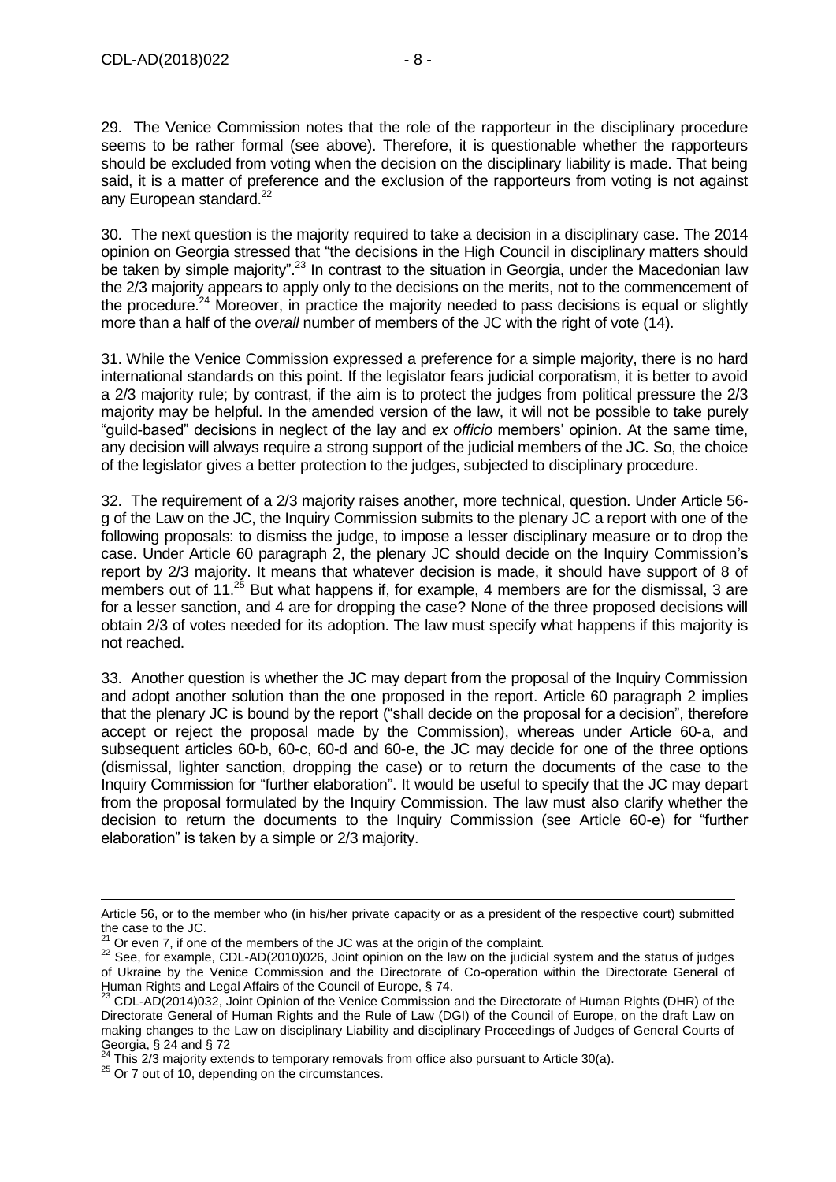29. The Venice Commission notes that the role of the rapporteur in the disciplinary procedure seems to be rather formal (see above). Therefore, it is questionable whether the rapporteurs should be excluded from voting when the decision on the disciplinary liability is made. That being said, it is a matter of preference and the exclusion of the rapporteurs from voting is not against any European standard.[22]

30. The next question is the majority required to take a decision in a disciplinary case. The 2014 opinion on Georgia stressed that "the decisions in the High Council in disciplinary matters should be taken by simple majority".[23] In contrast to the situation in Georgia, under the Macedonian law the 2/3 majority appears to apply only to the decisions on the merits, not to the commencement of the procedure.[24] Moreover, in practice the majority needed to pass decisions is equal or slightly more than a half of the *overall* number of members of the JC with the right of vote (14).

31. While the Venice Commission expressed a preference for a simple majority, there is no hard international standards on this point. If the legislator fears judicial corporatism, it is better to avoid a 2/3 majority rule; by contrast, if the aim is to protect the judges from political pressure the 2/3 majority may be helpful. In the amended version of the law, it will not be possible to take purely "guild-based" decisions in neglect of the lay and *ex officio* members' opinion. At the same time, any decision will always require a strong support of the judicial members of the JC. So, the choice of the legislator gives a better protection to the judges, subjected to disciplinary procedure.

32. The requirement of a 2/3 majority raises another, more technical, question. Under Article 56-g of the Law on the JC, the Inquiry Commission submits to the plenary JC a report with one of the following proposals: to dismiss the judge, to impose a lesser disciplinary measure or to drop the case. Under Article 60 paragraph 2, the plenary JC should decide on the Inquiry Commission's report by 2/3 majority. It means that whatever decision is made, it should have support of 8 of members out of 11.[25] But what happens if, for example, 4 members are for the dismissal, 3 are for a lesser sanction, and 4 are for dropping the case? None of the three proposed decisions will obtain 2/3 of votes needed for its adoption. The law must specify what happens if this majority is not reached.

33. Another question is whether the JC may depart from the proposal of the Inquiry Commission and adopt another solution than the one proposed in the report. Article 60 paragraph 2 implies that the plenary JC is bound by the report ("shall decide on the proposal for a decision", therefore accept or reject the proposal made by the Commission), whereas under Article 60-a, and subsequent articles 60-b, 60-c, 60-d and 60-e, the JC may decide for one of the three options (dismissal, lighter sanction, dropping the case) or to return the documents of the case to the Inquiry Commission for "further elaboration". It would be useful to specify that the JC may depart from the proposal formulated by the Inquiry Commission. The law must also clarify whether the decision to return the documents to the Inquiry Commission (see Article 60-e) for "further elaboration" is taken by a simple or 2/3 majority.

---

Article 56, or to the member who (in his/her private capacity or as a president of the respective court) submitted the case to the JC.

[21] Or even 7, if one of the members of the JC was at the origin of the complaint.

[22] See, for example, CDL-AD(2010)026, Joint opinion on the law on the judicial system and the status of judges of Ukraine by the Venice Commission and the Directorate of Co-operation within the Directorate General of Human Rights and Legal Affairs of the Council of Europe, § 74.

[23] CDL-AD(2014)032, Joint Opinion of the Venice Commission and the Directorate of Human Rights (DHR) of the Directorate General of Human Rights and the Rule of Law (DGI) of the Council of Europe, on the draft Law on making changes to the Law on disciplinary Liability and disciplinary Proceedings of Judges of General Courts of Georgia, § 24 and § 72

[24] This 2/3 majority extends to temporary removals from office also pursuant to Article 30(a).

[25] Or 7 out of 10, depending on the circumstances.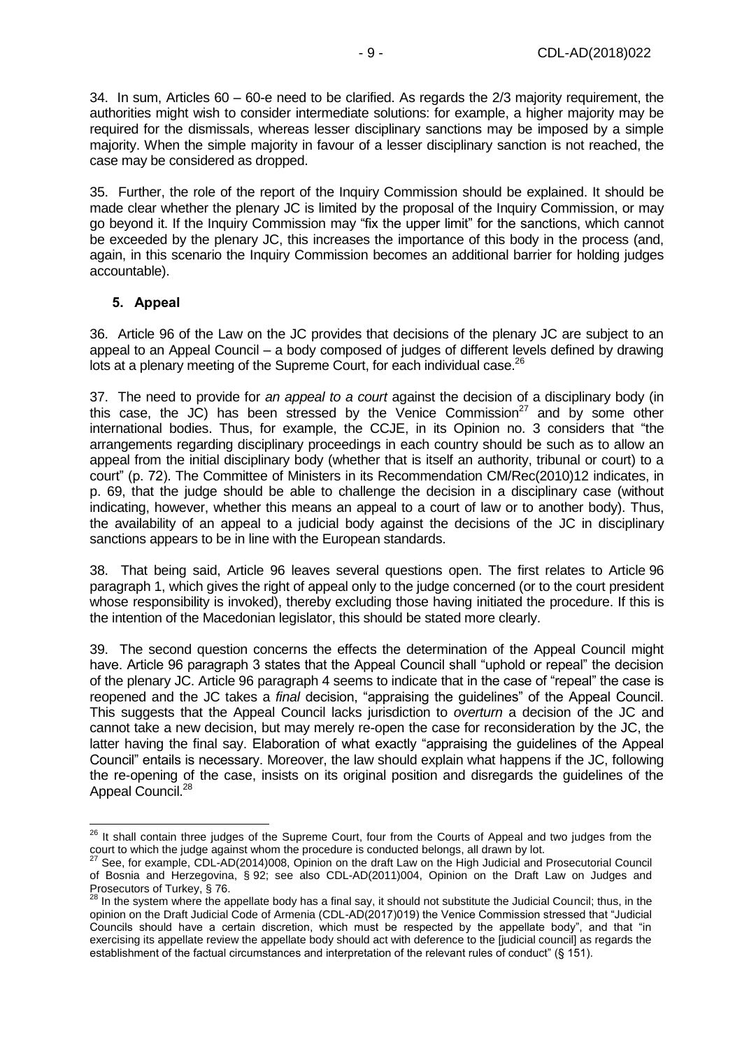34. In sum, Articles 60 – 60-e need to be clarified. As regards the 2/3 majority requirement, the authorities might wish to consider intermediate solutions: for example, a higher majority may be required for the dismissals, whereas lesser disciplinary sanctions may be imposed by a simple majority. When the simple majority in favour of a lesser disciplinary sanction is not reached, the case may be considered as dropped.

35. Further, the role of the report of the Inquiry Commission should be explained. It should be made clear whether the plenary JC is limited by the proposal of the Inquiry Commission, or may go beyond it. If the Inquiry Commission may "fix the upper limit" for the sanctions, which cannot be exceeded by the plenary JC, this increases the importance of this body in the process (and, again, in this scenario the Inquiry Commission becomes an additional barrier for holding judges accountable).

### 5. Appeal

36. Article 96 of the Law on the JC provides that decisions of the plenary JC are subject to an appeal to an Appeal Council – a body composed of judges of different levels defined by drawing lots at a plenary meeting of the Supreme Court, for each individual case.[26]

37. The need to provide for *an appeal to a court* against the decision of a disciplinary body (in this case, the JC) has been stressed by the Venice Commission[27] and by some other international bodies. Thus, for example, the CCJE, in its Opinion no. 3 considers that "the arrangements regarding disciplinary proceedings in each country should be such as to allow an appeal from the initial disciplinary body (whether that is itself an authority, tribunal or court) to a court" (p. 72). The Committee of Ministers in its Recommendation CM/Rec(2010)12 indicates, in p. 69, that the judge should be able to challenge the decision in a disciplinary case (without indicating, however, whether this means an appeal to a court of law or to another body). Thus, the availability of an appeal to a judicial body against the decisions of the JC in disciplinary sanctions appears to be in line with the European standards.

38. That being said, Article 96 leaves several questions open. The first relates to Article 96 paragraph 1, which gives the right of appeal only to the judge concerned (or to the court president whose responsibility is invoked), thereby excluding those having initiated the procedure. If this is the intention of the Macedonian legislator, this should be stated more clearly.

39. The second question concerns the effects the determination of the Appeal Council might have. Article 96 paragraph 3 states that the Appeal Council shall "uphold or repeal" the decision of the plenary JC. Article 96 paragraph 4 seems to indicate that in the case of "repeal" the case is reopened and the JC takes a *final* decision, "appraising the guidelines" of the Appeal Council. This suggests that the Appeal Council lacks jurisdiction to *overturn* a decision of the JC and cannot take a new decision, but may merely re-open the case for reconsideration by the JC, the latter having the final say. Elaboration of what exactly "appraising the guidelines of the Appeal Council" entails is necessary. Moreover, the law should explain what happens if the JC, following the re-opening of the case, insists on its original position and disregards the guidelines of the Appeal Council.[28]

---

[26] It shall contain three judges of the Supreme Court, four from the Courts of Appeal and two judges from the court to which the judge against whom the procedure is conducted belongs, all drawn by lot.

[27] See, for example, CDL-AD(2014)008, Opinion on the draft Law on the High Judicial and Prosecutorial Council of Bosnia and Herzegovina, § 92; see also CDL-AD(2011)004, Opinion on the Draft Law on Judges and Prosecutors of Turkey, § 76.

[28] In the system where the appellate body has a final say, it should not substitute the Judicial Council; thus, in the opinion on the Draft Judicial Code of Armenia (CDL-AD(2017)019) the Venice Commission stressed that "Judicial Councils should have a certain discretion, which must be respected by the appellate body", and that "in exercising its appellate review the appellate body should act with deference to the [judicial council] as regards the establishment of the factual circumstances and interpretation of the relevant rules of conduct" (§ 151).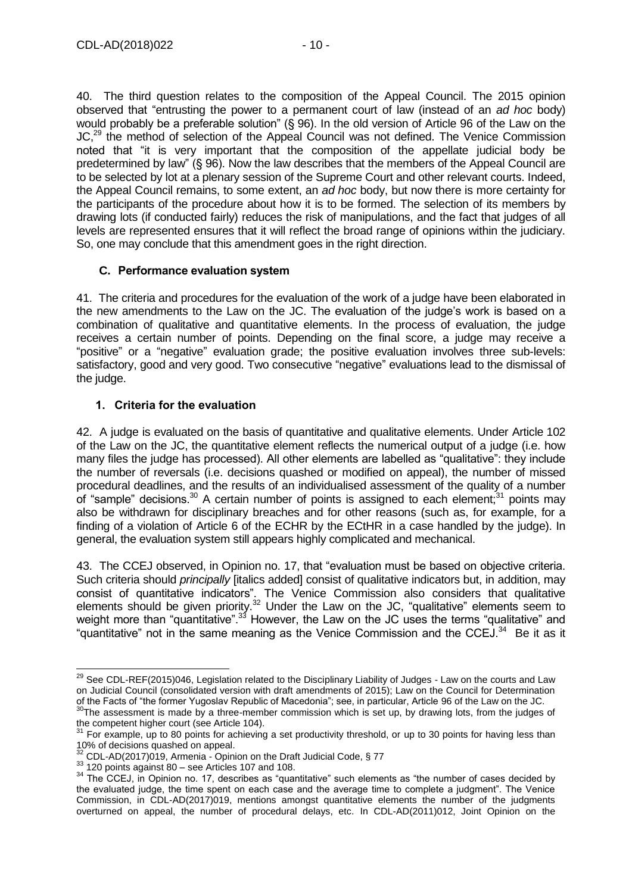40. The third question relates to the composition of the Appeal Council. The 2015 opinion observed that "entrusting the power to a permanent court of law (instead of an *ad hoc* body) would probably be a preferable solution" (§ 96). In the old version of Article 96 of the Law on the JC,[29] the method of selection of the Appeal Council was not defined. The Venice Commission noted that "it is very important that the composition of the appellate judicial body be predetermined by law" (§ 96). Now the law describes that the members of the Appeal Council are to be selected by lot at a plenary session of the Supreme Court and other relevant courts. Indeed, the Appeal Council remains, to some extent, an *ad hoc* body, but now there is more certainty for the participants of the procedure about how it is to be formed. The selection of its members by drawing lots (if conducted fairly) reduces the risk of manipulations, and the fact that judges of all levels are represented ensures that it will reflect the broad range of opinions within the judiciary. So, one may conclude that this amendment goes in the right direction.

## C. Performance evaluation system

41. The criteria and procedures for the evaluation of the work of a judge have been elaborated in the new amendments to the Law on the JC. The evaluation of the judge's work is based on a combination of qualitative and quantitative elements. In the process of evaluation, the judge receives a certain number of points. Depending on the final score, a judge may receive a "positive" or a "negative" evaluation grade; the positive evaluation involves three sub-levels: satisfactory, good and very good. Two consecutive "negative" evaluations lead to the dismissal of the judge.

### 1. Criteria for the evaluation

42. A judge is evaluated on the basis of quantitative and qualitative elements. Under Article 102 of the Law on the JC, the quantitative element reflects the numerical output of a judge (i.e. how many files the judge has processed). All other elements are labelled as "qualitative": they include the number of reversals (i.e. decisions quashed or modified on appeal), the number of missed procedural deadlines, and the results of an individualised assessment of the quality of a number of "sample" decisions.[30] A certain number of points is assigned to each element;[31] points may also be withdrawn for disciplinary breaches and for other reasons (such as, for example, for a finding of a violation of Article 6 of the ECHR by the ECtHR in a case handled by the judge). In general, the evaluation system still appears highly complicated and mechanical.

43. The CCEJ observed, in Opinion no. 17, that "evaluation must be based on objective criteria. Such criteria should *principally* [italics added] consist of qualitative indicators but, in addition, may consist of quantitative indicators". The Venice Commission also considers that qualitative elements should be given priority.[32] Under the Law on the JC, "qualitative" elements seem to weight more than "quantitative".[33] However, the Law on the JC uses the terms "qualitative" and "quantitative" not in the same meaning as the Venice Commission and the CCEJ.[34] Be it as it

---

[29] See CDL-REF(2015)046, Legislation related to the Disciplinary Liability of Judges - Law on the courts and Law on Judicial Council (consolidated version with draft amendments of 2015); Law on the Council for Determination of the Facts of "the former Yugoslav Republic of Macedonia"; see, in particular, Article 96 of the Law on the JC.

[30] The assessment is made by a three-member commission which is set up, by drawing lots, from the judges of the competent higher court (see Article 104).

[31] For example, up to 80 points for achieving a set productivity threshold, or up to 30 points for having less than 10% of decisions quashed on appeal.

[32] CDL-AD(2017)019, Armenia - Opinion on the Draft Judicial Code, § 77

[33] 120 points against 80 – see Articles 107 and 108.

[34] The CCEJ, in Opinion no. 17, describes as "quantitative" such elements as "the number of cases decided by the evaluated judge, the time spent on each case and the average time to complete a judgment". The Venice Commission, in CDL-AD(2017)019, mentions amongst quantitative elements the number of the judgments overturned on appeal, the number of procedural delays, etc. In CDL-AD(2011)012, Joint Opinion on the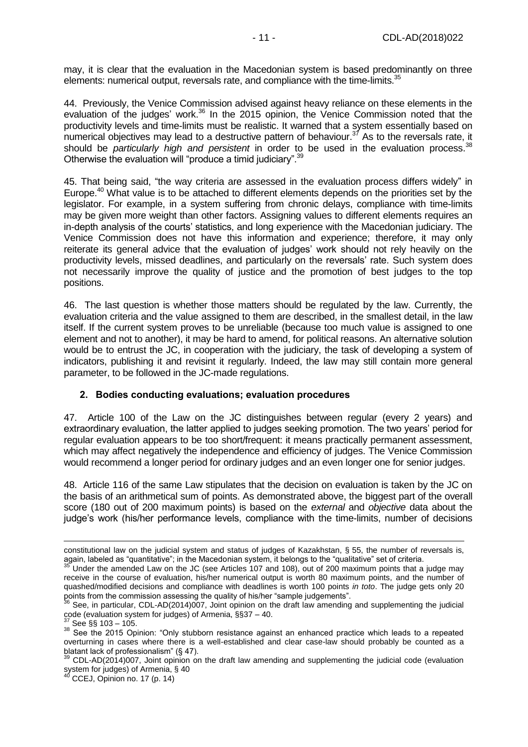may, it is clear that the evaluation in the Macedonian system is based predominantly on three elements: numerical output, reversals rate, and compliance with the time-limits.[35]

44. Previously, the Venice Commission advised against heavy reliance on these elements in the evaluation of the judges' work.[36] In the 2015 opinion, the Venice Commission noted that the productivity levels and time-limits must be realistic. It warned that a system essentially based on numerical objectives may lead to a destructive pattern of behaviour.[37] As to the reversals rate, it should be *particularly high and persistent* in order to be used in the evaluation process.[38] Otherwise the evaluation will "produce a timid judiciary".[39]

45. That being said, "the way criteria are assessed in the evaluation process differs widely" in Europe.[40] What value is to be attached to different elements depends on the priorities set by the legislator. For example, in a system suffering from chronic delays, compliance with time-limits may be given more weight than other factors. Assigning values to different elements requires an in-depth analysis of the courts' statistics, and long experience with the Macedonian judiciary. The Venice Commission does not have this information and experience; therefore, it may only reiterate its general advice that the evaluation of judges' work should not rely heavily on the productivity levels, missed deadlines, and particularly on the reversals' rate. Such system does not necessarily improve the quality of justice and the promotion of best judges to the top positions.

46. The last question is whether those matters should be regulated by the law. Currently, the evaluation criteria and the value assigned to them are described, in the smallest detail, in the law itself. If the current system proves to be unreliable (because too much value is assigned to one element and not to another), it may be hard to amend, for political reasons. An alternative solution would be to entrust the JC, in cooperation with the judiciary, the task of developing a system of indicators, publishing it and revisint it regularly. Indeed, the law may still contain more general parameter, to be followed in the JC-made regulations.

### 2. Bodies conducting evaluations; evaluation procedures

47. Article 100 of the Law on the JC distinguishes between regular (every 2 years) and extraordinary evaluation, the latter applied to judges seeking promotion. The two years' period for regular evaluation appears to be too short/frequent: it means practically permanent assessment, which may affect negatively the independence and efficiency of judges. The Venice Commission would recommend a longer period for ordinary judges and an even longer one for senior judges.

48. Article 116 of the same Law stipulates that the decision on evaluation is taken by the JC on the basis of an arithmetical sum of points. As demonstrated above, the biggest part of the overall score (180 out of 200 maximum points) is based on the *external* and *objective* data about the judge's work (his/her performance levels, compliance with the time-limits, number of decisions

---

constitutional law on the judicial system and status of judges of Kazakhstan, § 55, the number of reversals is, again, labeled as "quantitative"; in the Macedonian system, it belongs to the "qualitative" set of criteria.

[35] Under the amended Law on the JC (see Articles 107 and 108), out of 200 maximum points that a judge may receive in the course of evaluation, his/her numerical output is worth 80 maximum points, and the number of quashed/modified decisions and compliance with deadlines is worth 100 points *in toto*. The judge gets only 20 points from the commission assessing the quality of his/her "sample judgements".

[36] See, in particular, CDL-AD(2014)007, Joint opinion on the draft law amending and supplementing the judicial code (evaluation system for judges) of Armenia, §§37 – 40.

[37] See §§ 103 – 105.

[38] See the 2015 Opinion: "Only stubborn resistance against an enhanced practice which leads to a repeated overturning in cases where there is a well-established and clear case-law should probably be counted as a blatant lack of professionalism" (§ 47).

[39] CDL-AD(2014)007, Joint opinion on the draft law amending and supplementing the judicial code (evaluation system for judges) of Armenia, § 40

[40] CCEJ, Opinion no. 17 (p. 14)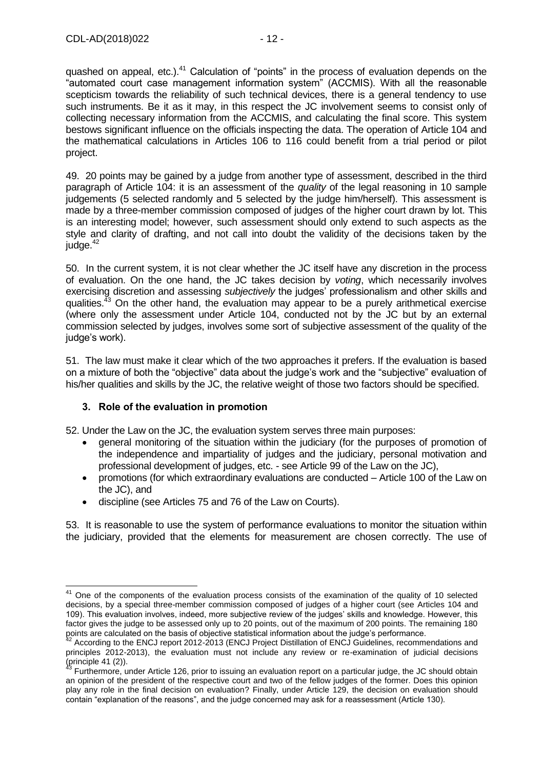quashed on appeal, etc.).[41] Calculation of "points" in the process of evaluation depends on the "automated court case management information system" (ACCMIS). With all the reasonable scepticism towards the reliability of such technical devices, there is a general tendency to use such instruments. Be it as it may, in this respect the JC involvement seems to consist only of collecting necessary information from the ACCMIS, and calculating the final score. This system bestows significant influence on the officials inspecting the data. The operation of Article 104 and the mathematical calculations in Articles 106 to 116 could benefit from a trial period or pilot project.

49. 20 points may be gained by a judge from another type of assessment, described in the third paragraph of Article 104: it is an assessment of the *quality* of the legal reasoning in 10 sample judgements (5 selected randomly and 5 selected by the judge him/herself). This assessment is made by a three-member commission composed of judges of the higher court drawn by lot. This is an interesting model; however, such assessment should only extend to such aspects as the style and clarity of drafting, and not call into doubt the validity of the decisions taken by the judge.[42]

50. In the current system, it is not clear whether the JC itself have any discretion in the process of evaluation. On the one hand, the JC takes decision by *voting*, which necessarily involves exercising discretion and assessing *subjectively* the judges' professionalism and other skills and qualities.[43] On the other hand, the evaluation may appear to be a purely arithmetical exercise (where only the assessment under Article 104, conducted not by the JC but by an external commission selected by judges, involves some sort of subjective assessment of the quality of the judge's work).

51. The law must make it clear which of the two approaches it prefers. If the evaluation is based on a mixture of both the "objective" data about the judge's work and the "subjective" evaluation of his/her qualities and skills by the JC, the relative weight of those two factors should be specified.

### 3. Role of the evaluation in promotion

52. Under the Law on the JC, the evaluation system serves three main purposes:

- general monitoring of the situation within the judiciary (for the purposes of promotion of the independence and impartiality of judges and the judiciary, personal motivation and professional development of judges, etc. - see Article 99 of the Law on the JC),
- promotions (for which extraordinary evaluations are conducted – Article 100 of the Law on the JC), and
- discipline (see Articles 75 and 76 of the Law on Courts).

53. It is reasonable to use the system of performance evaluations to monitor the situation within the judiciary, provided that the elements for measurement are chosen correctly. The use of

---

[41] One of the components of the evaluation process consists of the examination of the quality of 10 selected decisions, by a special three-member commission composed of judges of a higher court (see Articles 104 and 109). This evaluation involves, indeed, more subjective review of the judges' skills and knowledge. However, this factor gives the judge to be assessed only up to 20 points, out of the maximum of 200 points. The remaining 180 points are calculated on the basis of objective statistical information about the judge's performance.

[42] According to the ENCJ report 2012-2013 (ENCJ Project Distillation of ENCJ Guidelines, recommendations and principles 2012-2013), the evaluation must not include any review or re-examination of judicial decisions (principle 41 (2)).

[43] Furthermore, under Article 126, prior to issuing an evaluation report on a particular judge, the JC should obtain an opinion of the president of the respective court and two of the fellow judges of the former. Does this opinion play any role in the final decision on evaluation? Finally, under Article 129, the decision on evaluation should contain "explanation of the reasons", and the judge concerned may ask for a reassessment (Article 130).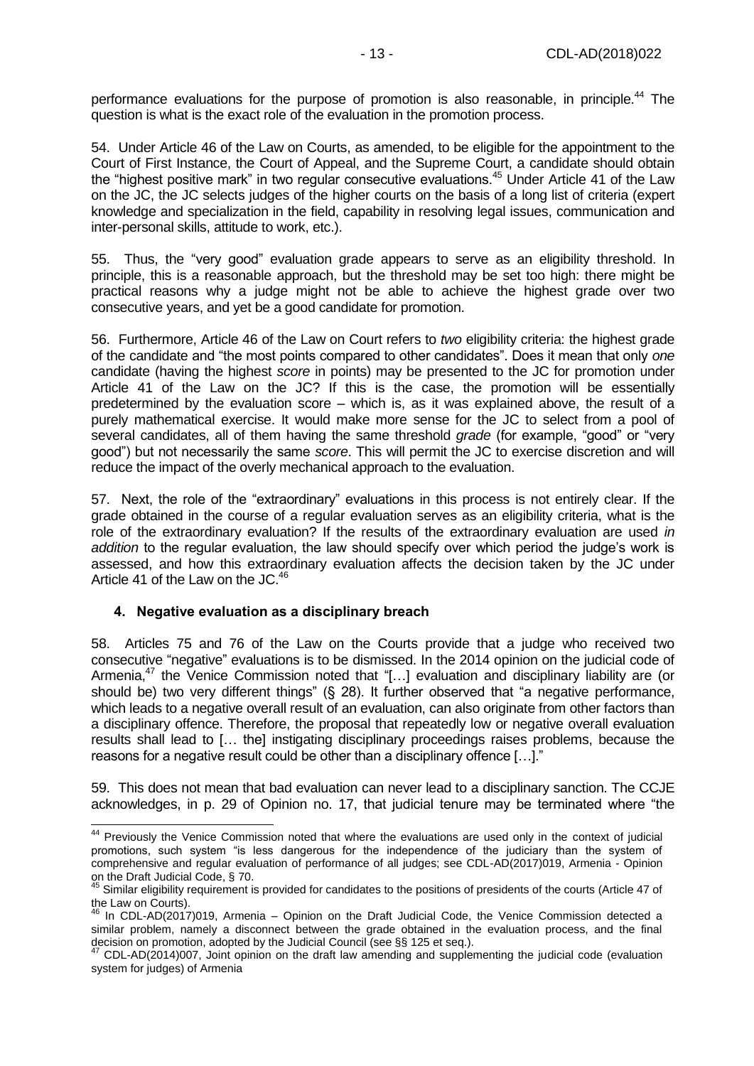performance evaluations for the purpose of promotion is also reasonable, in principle.[44] The question is what is the exact role of the evaluation in the promotion process.

54. Under Article 46 of the Law on Courts, as amended, to be eligible for the appointment to the Court of First Instance, the Court of Appeal, and the Supreme Court, a candidate should obtain the "highest positive mark" in two regular consecutive evaluations.[45] Under Article 41 of the Law on the JC, the JC selects judges of the higher courts on the basis of a long list of criteria (expert knowledge and specialization in the field, capability in resolving legal issues, communication and inter-personal skills, attitude to work, etc.).

55. Thus, the "very good" evaluation grade appears to serve as an eligibility threshold. In principle, this is a reasonable approach, but the threshold may be set too high: there might be practical reasons why a judge might not be able to achieve the highest grade over two consecutive years, and yet be a good candidate for promotion.

56. Furthermore, Article 46 of the Law on Court refers to *two* eligibility criteria: the highest grade of the candidate and "the most points compared to other candidates". Does it mean that only *one* candidate (having the highest *score* in points) may be presented to the JC for promotion under Article 41 of the Law on the JC? If this is the case, the promotion will be essentially predetermined by the evaluation score – which is, as it was explained above, the result of a purely mathematical exercise. It would make more sense for the JC to select from a pool of several candidates, all of them having the same threshold *grade* (for example, "good" or "very good") but not necessarily the same *score*. This will permit the JC to exercise discretion and will reduce the impact of the overly mechanical approach to the evaluation.

57. Next, the role of the "extraordinary" evaluations in this process is not entirely clear. If the grade obtained in the course of a regular evaluation serves as an eligibility criteria, what is the role of the extraordinary evaluation? If the results of the extraordinary evaluation are used *in addition* to the regular evaluation, the law should specify over which period the judge's work is assessed, and how this extraordinary evaluation affects the decision taken by the JC under Article 41 of the Law on the JC.[46]

### 4. Negative evaluation as a disciplinary breach

58. Articles 75 and 76 of the Law on the Courts provide that a judge who received two consecutive "negative" evaluations is to be dismissed. In the 2014 opinion on the judicial code of Armenia,[47] the Venice Commission noted that "[…] evaluation and disciplinary liability are (or should be) two very different things" (§ 28). It further observed that "a negative performance, which leads to a negative overall result of an evaluation, can also originate from other factors than a disciplinary offence. Therefore, the proposal that repeatedly low or negative overall evaluation results shall lead to [… the] instigating disciplinary proceedings raises problems, because the reasons for a negative result could be other than a disciplinary offence […]."

59. This does not mean that bad evaluation can never lead to a disciplinary sanction. The CCJE acknowledges, in p. 29 of Opinion no. 17, that judicial tenure may be terminated where "the

---

[44] Previously the Venice Commission noted that where the evaluations are used only in the context of judicial promotions, such system "is less dangerous for the independence of the judiciary than the system of comprehensive and regular evaluation of performance of all judges; see CDL-AD(2017)019, Armenia - Opinion on the Draft Judicial Code, § 70.

[45] Similar eligibility requirement is provided for candidates to the positions of presidents of the courts (Article 47 of the Law on Courts).

[46] In CDL-AD(2017)019, Armenia – Opinion on the Draft Judicial Code, the Venice Commission detected a similar problem, namely a disconnect between the grade obtained in the evaluation process, and the final decision on promotion, adopted by the Judicial Council (see §§ 125 et seq.).

[47] CDL-AD(2014)007, Joint opinion on the draft law amending and supplementing the judicial code (evaluation system for judges) of Armenia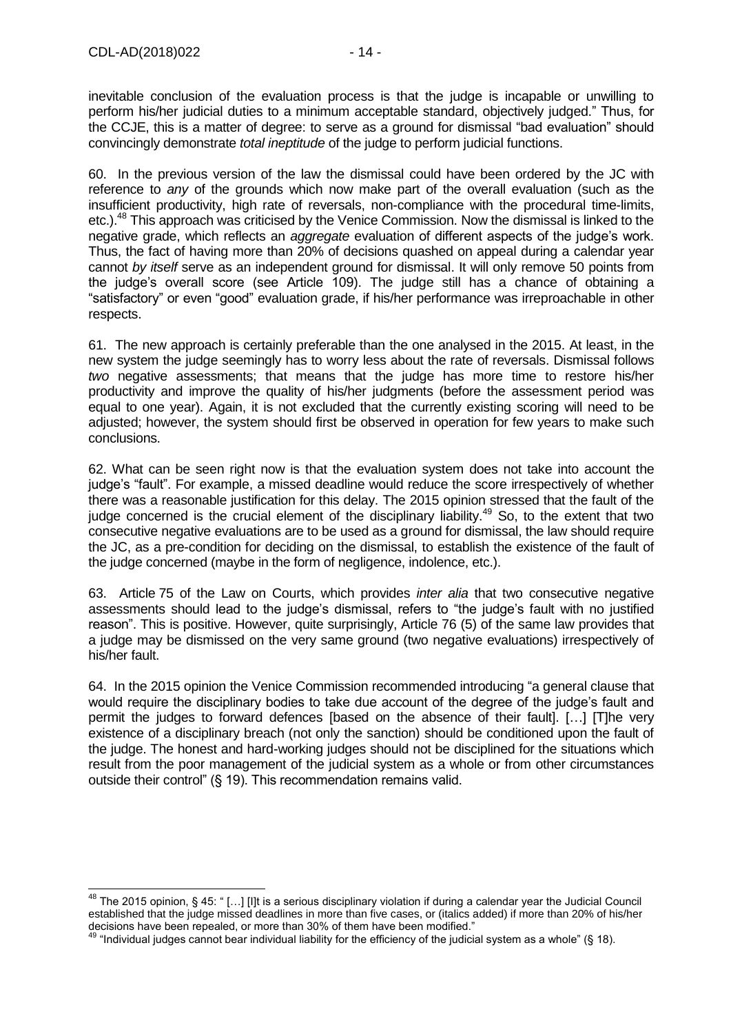inevitable conclusion of the evaluation process is that the judge is incapable or unwilling to perform his/her judicial duties to a minimum acceptable standard, objectively judged." Thus, for the CCJE, this is a matter of degree: to serve as a ground for dismissal "bad evaluation" should convincingly demonstrate *total ineptitude* of the judge to perform judicial functions.

60. In the previous version of the law the dismissal could have been ordered by the JC with reference to *any* of the grounds which now make part of the overall evaluation (such as the insufficient productivity, high rate of reversals, non-compliance with the procedural time-limits, etc.).[48] This approach was criticised by the Venice Commission. Now the dismissal is linked to the negative grade, which reflects an *aggregate* evaluation of different aspects of the judge's work. Thus, the fact of having more than 20% of decisions quashed on appeal during a calendar year cannot *by itself* serve as an independent ground for dismissal. It will only remove 50 points from the judge's overall score (see Article 109). The judge still has a chance of obtaining a "satisfactory" or even "good" evaluation grade, if his/her performance was irreproachable in other respects.

61. The new approach is certainly preferable than the one analysed in the 2015. At least, in the new system the judge seemingly has to worry less about the rate of reversals. Dismissal follows *two* negative assessments; that means that the judge has more time to restore his/her productivity and improve the quality of his/her judgments (before the assessment period was equal to one year). Again, it is not excluded that the currently existing scoring will need to be adjusted; however, the system should first be observed in operation for few years to make such conclusions.

62. What can be seen right now is that the evaluation system does not take into account the judge's "fault". For example, a missed deadline would reduce the score irrespectively of whether there was a reasonable justification for this delay. The 2015 opinion stressed that the fault of the judge concerned is the crucial element of the disciplinary liability.[49] So, to the extent that two consecutive negative evaluations are to be used as a ground for dismissal, the law should require the JC, as a pre-condition for deciding on the dismissal, to establish the existence of the fault of the judge concerned (maybe in the form of negligence, indolence, etc.).

63. Article 75 of the Law on Courts, which provides *inter alia* that two consecutive negative assessments should lead to the judge's dismissal, refers to "the judge's fault with no justified reason". This is positive. However, quite surprisingly, Article 76 (5) of the same law provides that a judge may be dismissed on the very same ground (two negative evaluations) irrespectively of his/her fault.

64. In the 2015 opinion the Venice Commission recommended introducing "a general clause that would require the disciplinary bodies to take due account of the degree of the judge's fault and permit the judges to forward defences [based on the absence of their fault]. […] [T]he very existence of a disciplinary breach (not only the sanction) should be conditioned upon the fault of the judge. The honest and hard-working judges should not be disciplined for the situations which result from the poor management of the judicial system as a whole or from other circumstances outside their control" (§ 19). This recommendation remains valid.

---

[48] The 2015 opinion, § 45: " […] [I]t is a serious disciplinary violation if during a calendar year the Judicial Council established that the judge missed deadlines in more than five cases, or (italics added) if more than 20% of his/her decisions have been repealed, or more than 30% of them have been modified."

[49] "Individual judges cannot bear individual liability for the efficiency of the judicial system as a whole" (§ 18).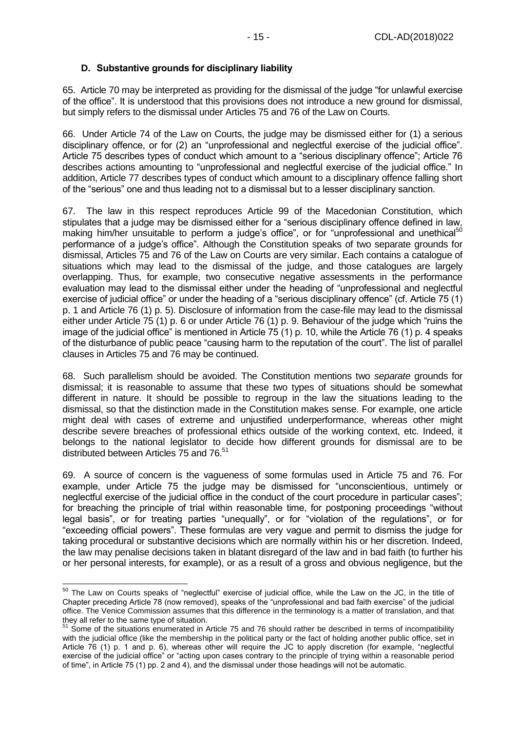### D. Substantive grounds for disciplinary liability

65. Article 70 may be interpreted as providing for the dismissal of the judge "for unlawful exercise of the office". It is understood that this provisions does not introduce a new ground for dismissal, but simply refers to the dismissal under Articles 75 and 76 of the Law on Courts.

66. Under Article 74 of the Law on Courts, the judge may be dismissed either for (1) a serious disciplinary offence, or for (2) an "unprofessional and neglectful exercise of the judicial office". Article 75 describes types of conduct which amount to a "serious disciplinary offence"; Article 76 describes actions amounting to "unprofessional and neglectful exercise of the judicial office." In addition, Article 77 describes types of conduct which amount to a disciplinary offence falling short of the "serious" one and thus leading not to a dismissal but to a lesser disciplinary sanction.

67. The law in this respect reproduces Article 99 of the Macedonian Constitution, which stipulates that a judge may be dismissed either for a "serious disciplinary offence defined in law, making him/her unsuitable to perform a judge's office", or for "unprofessional and unethical[50] performance of a judge's office". Although the Constitution speaks of two separate grounds for dismissal, Articles 75 and 76 of the Law on Courts are very similar. Each contains a catalogue of situations which may lead to the dismissal of the judge, and those catalogues are largely overlapping. Thus, for example, two consecutive negative assessments in the performance evaluation may lead to the dismissal either under the heading of "unprofessional and neglectful exercise of judicial office" or under the heading of a "serious disciplinary offence" (cf. Article 75 (1) p. 1 and Article 76 (1) p. 5). Disclosure of information from the case-file may lead to the dismissal either under Article 75 (1) p. 6 or under Article 76 (1) p. 9. Behaviour of the judge which "ruins the image of the judicial office" is mentioned in Article 75 (1) p. 10, while the Article 76 (1) p. 4 speaks of the disturbance of public peace "causing harm to the reputation of the court". The list of parallel clauses in Articles 75 and 76 may be continued.

68. Such parallelism should be avoided. The Constitution mentions two *separate* grounds for dismissal; it is reasonable to assume that these two types of situations should be somewhat different in nature. It should be possible to regroup in the law the situations leading to the dismissal, so that the distinction made in the Constitution makes sense. For example, one article might deal with cases of extreme and unjustified underperformance, whereas other might describe severe breaches of professional ethics outside of the working context, etc. Indeed, it belongs to the national legislator to decide how different grounds for dismissal are to be distributed between Articles 75 and 76.[51]

69. A source of concern is the vagueness of some formulas used in Article 75 and 76. For example, under Article 75 the judge may be dismissed for "unconscientious, untimely or neglectful exercise of the judicial office in the conduct of the court procedure in particular cases"; for breaching the principle of trial within reasonable time, for postponing proceedings "without legal basis", or for treating parties "unequally", or for "violation of the regulations", or for "exceeding official powers". These formulas are very vague and permit to dismiss the judge for taking procedural or substantive decisions which are normally within his or her discretion. Indeed, the law may penalise decisions taken in blatant disregard of the law and in bad faith (to further his or her personal interests, for example), or as a result of a gross and obvious negligence, but the

---

[50] The Law on Courts speaks of "neglectful" exercise of judicial office, while the Law on the JC, in the title of Chapter preceding Article 78 (now removed), speaks of the "unprofessional and bad faith exercise" of the judicial office. The Venice Commission assumes that this difference in the terminology is a matter of translation, and that they all refer to the same type of situation.

[51] Some of the situations enumerated in Article 75 and 76 should rather be described in terms of incompatibility with the judicial office (like the membership in the political party or the fact of holding another public office, set in Article 76 (1) p. 1 and p. 6), whereas other will require the JC to apply discretion (for example, "neglectful exercise of the judicial office" or "acting upon cases contrary to the principle of trying within a reasonable period of time", in Article 75 (1) pp. 2 and 4), and the dismissal under those headings will not be automatic.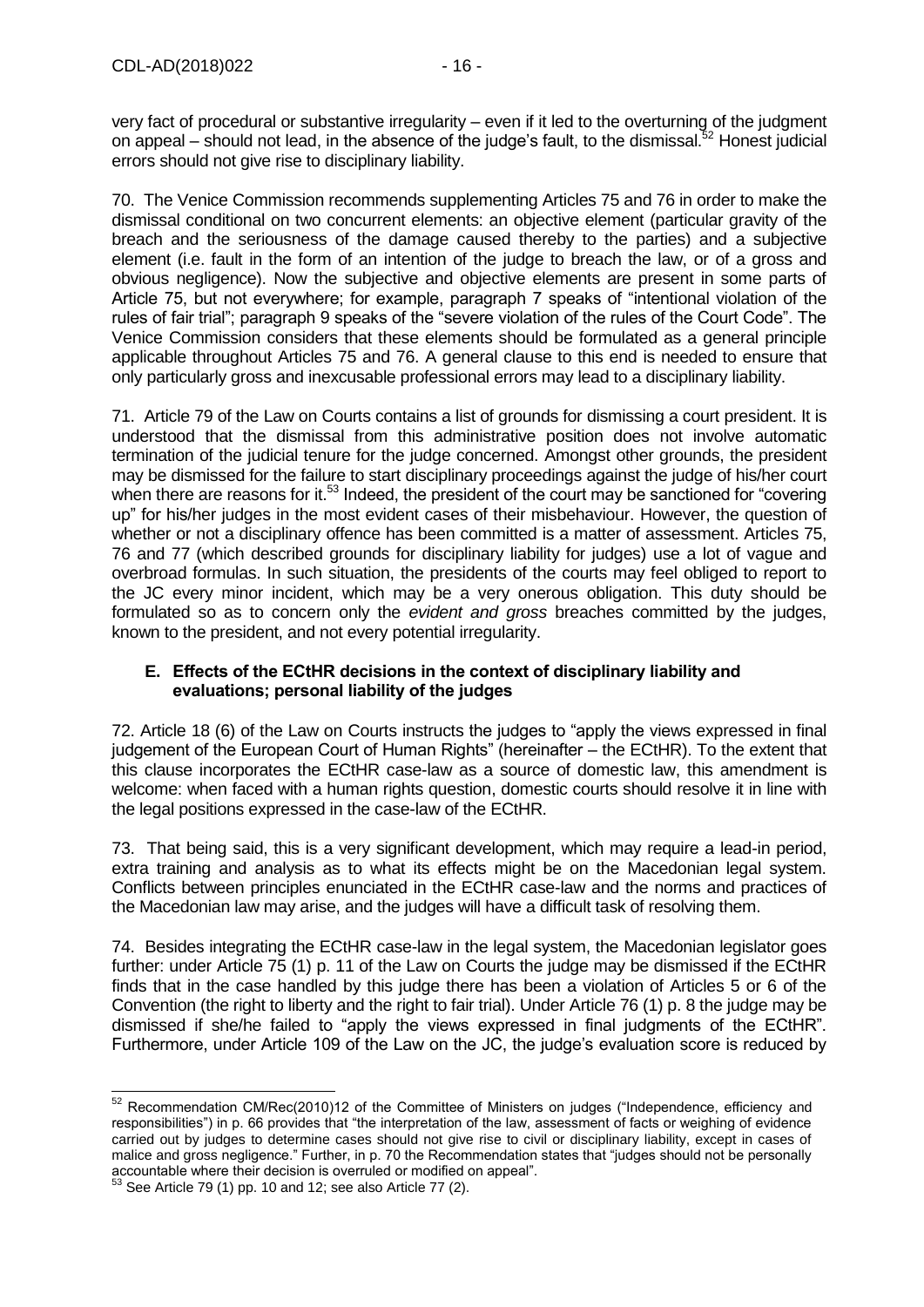very fact of procedural or substantive irregularity – even if it led to the overturning of the judgment on appeal – should not lead, in the absence of the judge's fault, to the dismissal.[52] Honest judicial errors should not give rise to disciplinary liability.

70. The Venice Commission recommends supplementing Articles 75 and 76 in order to make the dismissal conditional on two concurrent elements: an objective element (particular gravity of the breach and the seriousness of the damage caused thereby to the parties) and a subjective element (i.e. fault in the form of an intention of the judge to breach the law, or of a gross and obvious negligence). Now the subjective and objective elements are present in some parts of Article 75, but not everywhere; for example, paragraph 7 speaks of "intentional violation of the rules of fair trial"; paragraph 9 speaks of the "severe violation of the rules of the Court Code". The Venice Commission considers that these elements should be formulated as a general principle applicable throughout Articles 75 and 76. A general clause to this end is needed to ensure that only particularly gross and inexcusable professional errors may lead to a disciplinary liability.

71. Article 79 of the Law on Courts contains a list of grounds for dismissing a court president. It is understood that the dismissal from this administrative position does not involve automatic termination of the judicial tenure for the judge concerned. Amongst other grounds, the president may be dismissed for the failure to start disciplinary proceedings against the judge of his/her court when there are reasons for it.[53] Indeed, the president of the court may be sanctioned for "covering up" for his/her judges in the most evident cases of their misbehaviour. However, the question of whether or not a disciplinary offence has been committed is a matter of assessment. Articles 75, 76 and 77 (which described grounds for disciplinary liability for judges) use a lot of vague and overbroad formulas. In such situation, the presidents of the courts may feel obliged to report to the JC every minor incident, which may be a very onerous obligation. This duty should be formulated so as to concern only the *evident and gross* breaches committed by the judges, known to the president, and not every potential irregularity.

### E. Effects of the ECtHR decisions in the context of disciplinary liability and evaluations; personal liability of the judges

72. Article 18 (6) of the Law on Courts instructs the judges to "apply the views expressed in final judgement of the European Court of Human Rights" (hereinafter – the ECtHR). To the extent that this clause incorporates the ECtHR case-law as a source of domestic law, this amendment is welcome: when faced with a human rights question, domestic courts should resolve it in line with the legal positions expressed in the case-law of the ECtHR.

73. That being said, this is a very significant development, which may require a lead-in period, extra training and analysis as to what its effects might be on the Macedonian legal system. Conflicts between principles enunciated in the ECtHR case-law and the norms and practices of the Macedonian law may arise, and the judges will have a difficult task of resolving them.

74. Besides integrating the ECtHR case-law in the legal system, the Macedonian legislator goes further: under Article 75 (1) p. 11 of the Law on Courts the judge may be dismissed if the ECtHR finds that in the case handled by this judge there has been a violation of Articles 5 or 6 of the Convention (the right to liberty and the right to fair trial). Under Article 76 (1) p. 8 the judge may be dismissed if she/he failed to "apply the views expressed in final judgments of the ECtHR". Furthermore, under Article 109 of the Law on the JC, the judge's evaluation score is reduced by

---

[52] Recommendation CM/Rec(2010)12 of the Committee of Ministers on judges ("Independence, efficiency and responsibilities") in p. 66 provides that "the interpretation of the law, assessment of facts or weighing of evidence carried out by judges to determine cases should not give rise to civil or disciplinary liability, except in cases of malice and gross negligence." Further, in p. 70 the Recommendation states that "judges should not be personally accountable where their decision is overruled or modified on appeal".

[53] See Article 79 (1) pp. 10 and 12; see also Article 77 (2).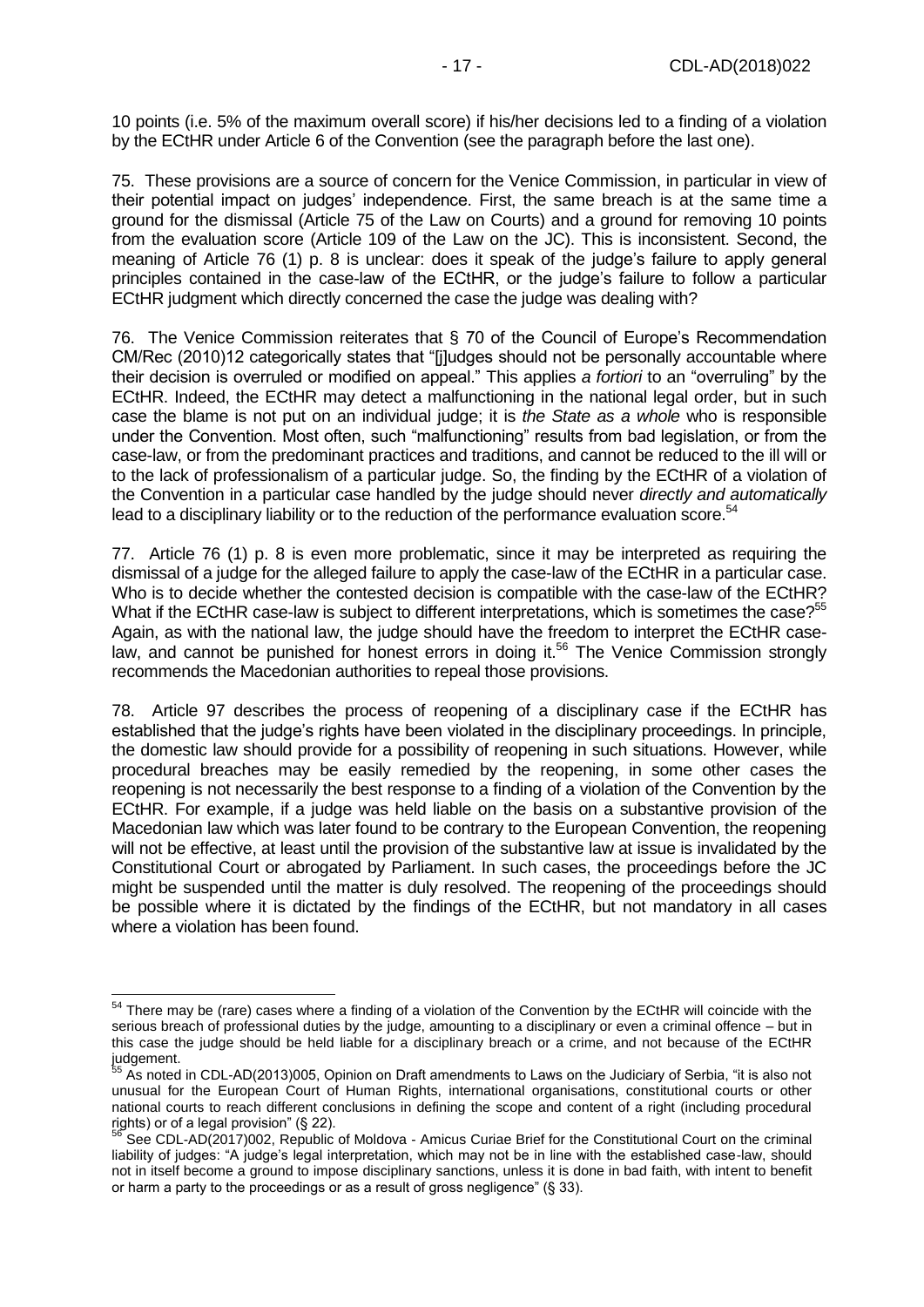10 points (i.e. 5% of the maximum overall score) if his/her decisions led to a finding of a violation by the ECtHR under Article 6 of the Convention (see the paragraph before the last one).

75. These provisions are a source of concern for the Venice Commission, in particular in view of their potential impact on judges' independence. First, the same breach is at the same time a ground for the dismissal (Article 75 of the Law on Courts) and a ground for removing 10 points from the evaluation score (Article 109 of the Law on the JC). This is inconsistent. Second, the meaning of Article 76 (1) p. 8 is unclear: does it speak of the judge's failure to apply general principles contained in the case-law of the ECtHR, or the judge's failure to follow a particular ECtHR judgment which directly concerned the case the judge was dealing with?

76. The Venice Commission reiterates that § 70 of the Council of Europe's Recommendation CM/Rec (2010)12 categorically states that "[j]udges should not be personally accountable where their decision is overruled or modified on appeal." This applies *a fortiori* to an "overruling" by the ECtHR. Indeed, the ECtHR may detect a malfunctioning in the national legal order, but in such case the blame is not put on an individual judge; it is *the State as a whole* who is responsible under the Convention. Most often, such "malfunctioning" results from bad legislation, or from the case-law, or from the predominant practices and traditions, and cannot be reduced to the ill will or to the lack of professionalism of a particular judge. So, the finding by the ECtHR of a violation of the Convention in a particular case handled by the judge should never *directly and automatically* lead to a disciplinary liability or to the reduction of the performance evaluation score.[54]

77. Article 76 (1) p. 8 is even more problematic, since it may be interpreted as requiring the dismissal of a judge for the alleged failure to apply the case-law of the ECtHR in a particular case. Who is to decide whether the contested decision is compatible with the case-law of the ECtHR? What if the ECtHR case-law is subject to different interpretations, which is sometimes the case?[55] Again, as with the national law, the judge should have the freedom to interpret the ECtHR case-law, and cannot be punished for honest errors in doing it.[56] The Venice Commission strongly recommends the Macedonian authorities to repeal those provisions.

78. Article 97 describes the process of reopening of a disciplinary case if the ECtHR has established that the judge's rights have been violated in the disciplinary proceedings. In principle, the domestic law should provide for a possibility of reopening in such situations. However, while procedural breaches may be easily remedied by the reopening, in some other cases the reopening is not necessarily the best response to a finding of a violation of the Convention by the ECtHR. For example, if a judge was held liable on the basis on a substantive provision of the Macedonian law which was later found to be contrary to the European Convention, the reopening will not be effective, at least until the provision of the substantive law at issue is invalidated by the Constitutional Court or abrogated by Parliament. In such cases, the proceedings before the JC might be suspended until the matter is duly resolved. The reopening of the proceedings should be possible where it is dictated by the findings of the ECtHR, but not mandatory in all cases where a violation has been found.

---

[54] There may be (rare) cases where a finding of a violation of the Convention by the ECtHR will coincide with the serious breach of professional duties by the judge, amounting to a disciplinary or even a criminal offence – but in this case the judge should be held liable for a disciplinary breach or a crime, and not because of the ECtHR judgement.

[55] As noted in CDL-AD(2013)005, Opinion on Draft amendments to Laws on the Judiciary of Serbia, "it is also not unusual for the European Court of Human Rights, international organisations, constitutional courts or other national courts to reach different conclusions in defining the scope and content of a right (including procedural rights) or of a legal provision" (§ 22).

[56] See CDL-AD(2017)002, Republic of Moldova - Amicus Curiae Brief for the Constitutional Court on the criminal liability of judges: "A judge's legal interpretation, which may not be in line with the established case-law, should not in itself become a ground to impose disciplinary sanctions, unless it is done in bad faith, with intent to benefit or harm a party to the proceedings or as a result of gross negligence" (§ 33).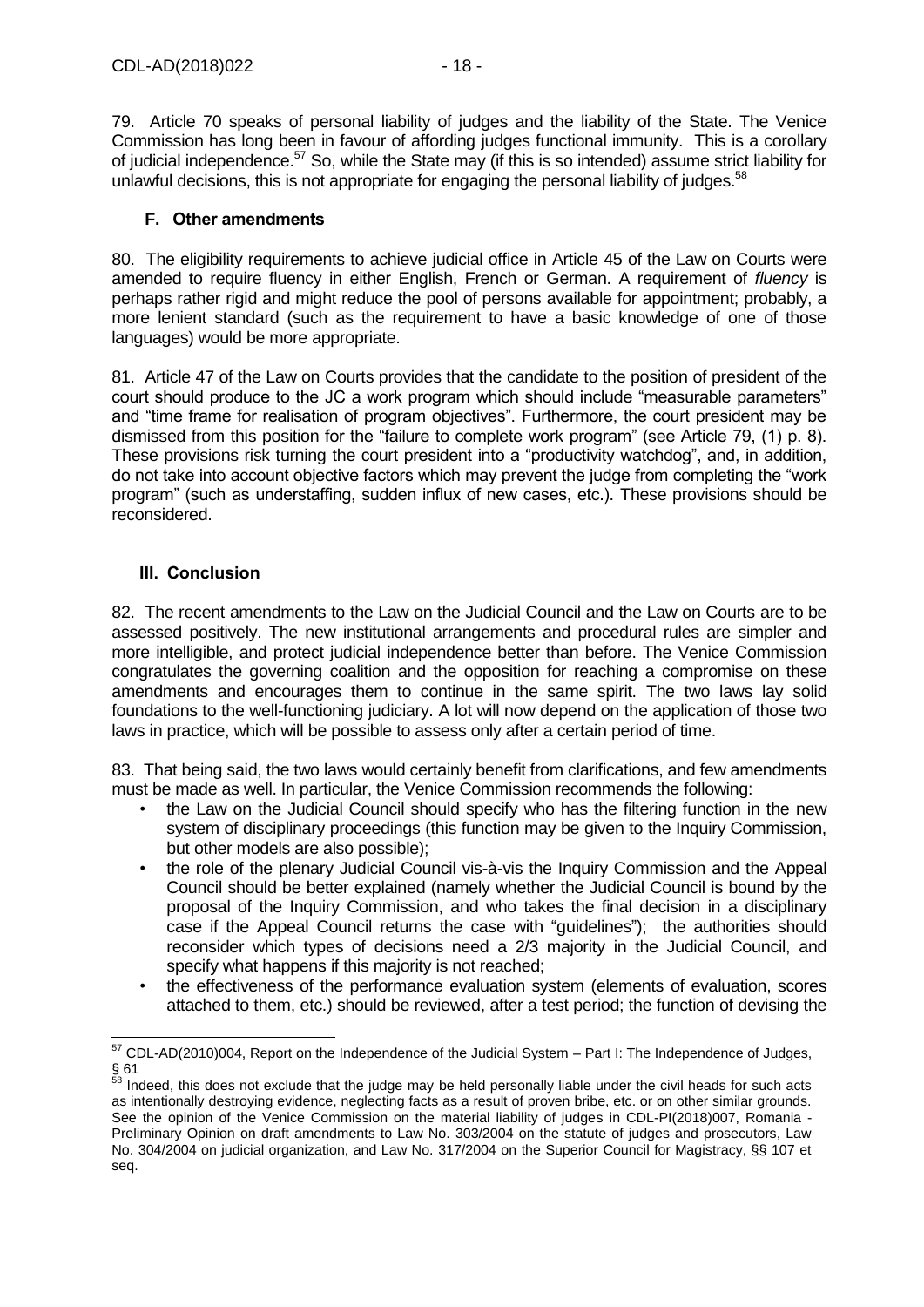79. Article 70 speaks of personal liability of judges and the liability of the State. The Venice Commission has long been in favour of affording judges functional immunity. This is a corollary of judicial independence.[57] So, while the State may (if this is so intended) assume strict liability for unlawful decisions, this is not appropriate for engaging the personal liability of judges.[58]

### F. Other amendments

80. The eligibility requirements to achieve judicial office in Article 45 of the Law on Courts were amended to require fluency in either English, French or German. A requirement of *fluency* is perhaps rather rigid and might reduce the pool of persons available for appointment; probably, a more lenient standard (such as the requirement to have a basic knowledge of one of those languages) would be more appropriate.

81. Article 47 of the Law on Courts provides that the candidate to the position of president of the court should produce to the JC a work program which should include "measurable parameters" and "time frame for realisation of program objectives". Furthermore, the court president may be dismissed from this position for the "failure to complete work program" (see Article 79, (1) p. 8). These provisions risk turning the court president into a "productivity watchdog", and, in addition, do not take into account objective factors which may prevent the judge from completing the "work program" (such as understaffing, sudden influx of new cases, etc.). These provisions should be reconsidered.

## III. Conclusion

82. The recent amendments to the Law on the Judicial Council and the Law on Courts are to be assessed positively. The new institutional arrangements and procedural rules are simpler and more intelligible, and protect judicial independence better than before. The Venice Commission congratulates the governing coalition and the opposition for reaching a compromise on these amendments and encourages them to continue in the same spirit. The two laws lay solid foundations to the well-functioning judiciary. A lot will now depend on the application of those two laws in practice, which will be possible to assess only after a certain period of time.

83. That being said, the two laws would certainly benefit from clarifications, and few amendments must be made as well. In particular, the Venice Commission recommends the following:

- the Law on the Judicial Council should specify who has the filtering function in the new system of disciplinary proceedings (this function may be given to the Inquiry Commission, but other models are also possible);
- the role of the plenary Judicial Council vis-à-vis the Inquiry Commission and the Appeal Council should be better explained (namely whether the Judicial Council is bound by the proposal of the Inquiry Commission, and who takes the final decision in a disciplinary case if the Appeal Council returns the case with "guidelines"); the authorities should reconsider which types of decisions need a 2/3 majority in the Judicial Council, and specify what happens if this majority is not reached;
- the effectiveness of the performance evaluation system (elements of evaluation, scores attached to them, etc.) should be reviewed, after a test period; the function of devising the

---

[57] CDL-AD(2010)004, Report on the Independence of the Judicial System – Part I: The Independence of Judges, § 61

[58] Indeed, this does not exclude that the judge may be held personally liable under the civil heads for such acts as intentionally destroying evidence, neglecting facts as a result of proven bribe, etc. or on other similar grounds. See the opinion of the Venice Commission on the material liability of judges in CDL-PI(2018)007, Romania - Preliminary Opinion on draft amendments to Law No. 303/2004 on the statute of judges and prosecutors, Law No. 304/2004 on judicial organization, and Law No. 317/2004 on the Superior Council for Magistracy, §§ 107 et seq.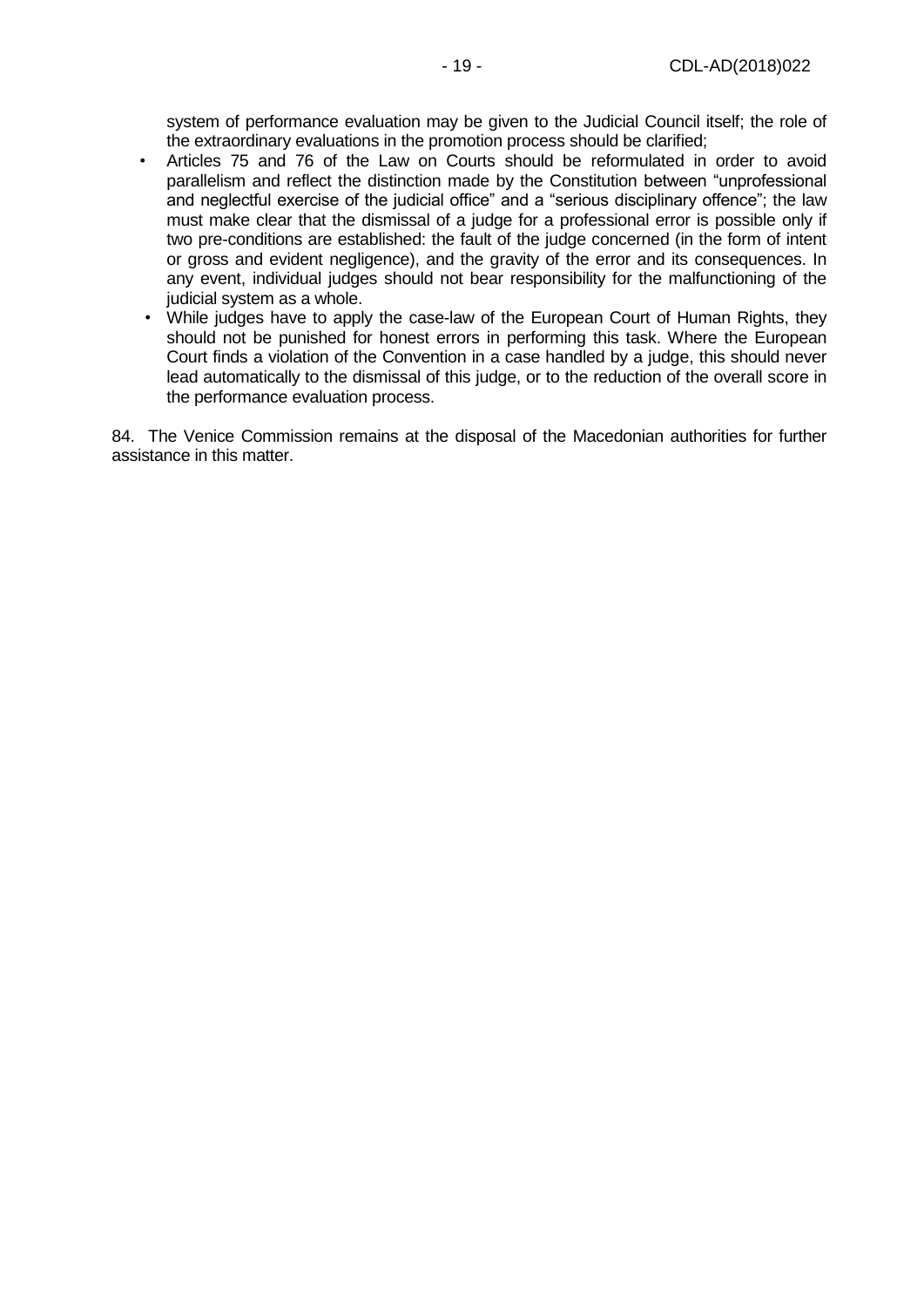system of performance evaluation may be given to the Judicial Council itself; the role of the extraordinary evaluations in the promotion process should be clarified;

- Articles 75 and 76 of the Law on Courts should be reformulated in order to avoid parallelism and reflect the distinction made by the Constitution between "unprofessional and neglectful exercise of the judicial office" and a "serious disciplinary offence"; the law must make clear that the dismissal of a judge for a professional error is possible only if two pre-conditions are established: the fault of the judge concerned (in the form of intent or gross and evident negligence), and the gravity of the error and its consequences. In any event, individual judges should not bear responsibility for the malfunctioning of the judicial system as a whole.
- While judges have to apply the case-law of the European Court of Human Rights, they should not be punished for honest errors in performing this task. Where the European Court finds a violation of the Convention in a case handled by a judge, this should never lead automatically to the dismissal of this judge, or to the reduction of the overall score in the performance evaluation process.

84. The Venice Commission remains at the disposal of the Macedonian authorities for further assistance in this matter.